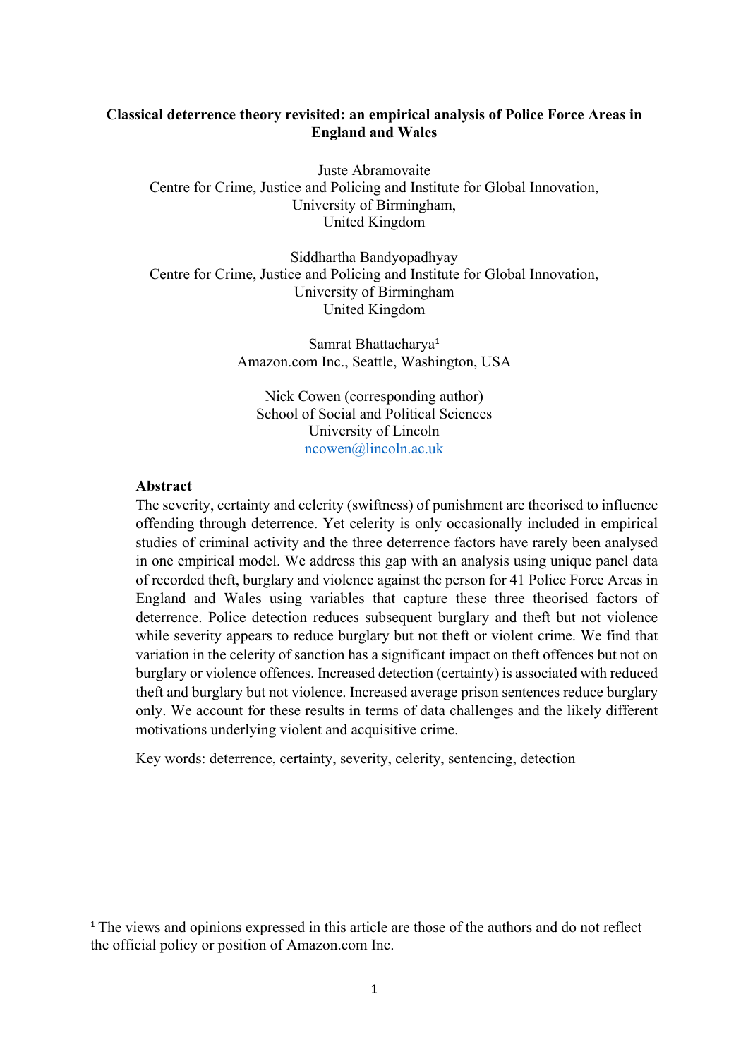**Classical deterrence theory revisited: an empirical analysis of Police Force Areas in England and Wales**

Juste Abramovaite
Centre for Crime, Justice and Policing and Institute for Global Innovation,
University of Birmingham,
United Kingdom

Siddhartha Bandyopadhyay
Centre for Crime, Justice and Policing and Institute for Global Innovation,
University of Birmingham
United Kingdom

Samrat Bhattacharya[1]
Amazon.com Inc., Seattle, Washington, USA

Nick Cowen (corresponding author)
School of Social and Political Sciences
University of Lincoln
ncowen@lincoln.ac.uk

**Abstract**

The severity, certainty and celerity (swiftness) of punishment are theorised to influence offending through deterrence. Yet celerity is only occasionally included in empirical studies of criminal activity and the three deterrence factors have rarely been analysed in one empirical model. We address this gap with an analysis using unique panel data of recorded theft, burglary and violence against the person for 41 Police Force Areas in England and Wales using variables that capture these three theorised factors of deterrence. Police detection reduces subsequent burglary and theft but not violence while severity appears to reduce burglary but not theft or violent crime. We find that variation in the celerity of sanction has a significant impact on theft offences but not on burglary or violence offences. Increased detection (certainty) is associated with reduced theft and burglary but not violence. Increased average prison sentences reduce burglary only. We account for these results in terms of data challenges and the likely different motivations underlying violent and acquisitive crime.

Key words: deterrence, certainty, severity, celerity, sentencing, detection

[1] The views and opinions expressed in this article are those of the authors and do not reflect the official policy or position of Amazon.com Inc.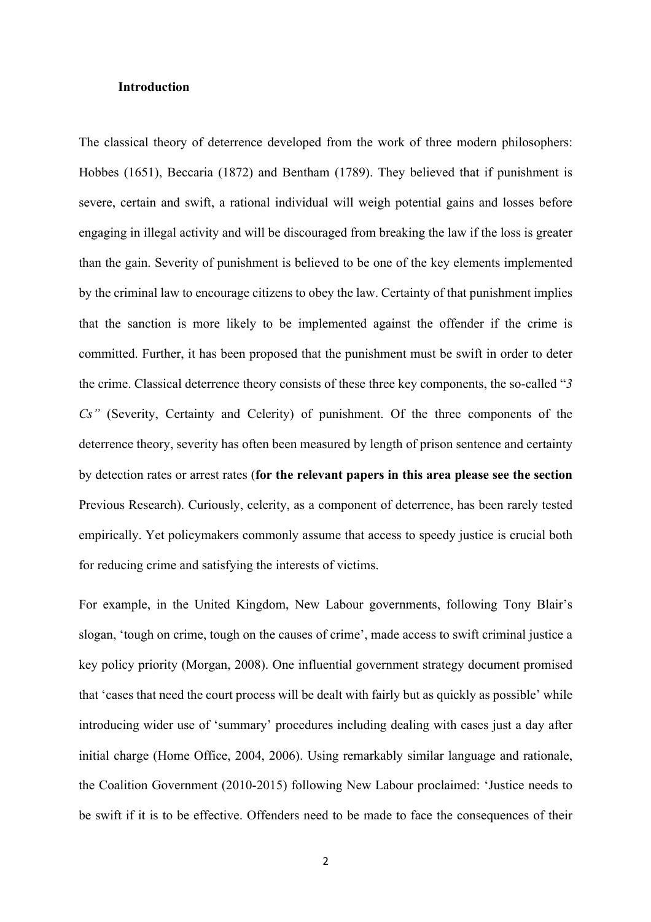### Introduction

The classical theory of deterrence developed from the work of three modern philosophers: Hobbes (1651), Beccaria (1872) and Bentham (1789). They believed that if punishment is severe, certain and swift, a rational individual will weigh potential gains and losses before engaging in illegal activity and will be discouraged from breaking the law if the loss is greater than the gain. Severity of punishment is believed to be one of the key elements implemented by the criminal law to encourage citizens to obey the law. Certainty of that punishment implies that the sanction is more likely to be implemented against the offender if the crime is committed. Further, it has been proposed that the punishment must be swift in order to deter the crime. Classical deterrence theory consists of these three key components, the so-called "*3 Cs"* (Severity, Certainty and Celerity) of punishment. Of the three components of the deterrence theory, severity has often been measured by length of prison sentence and certainty by detection rates or arrest rates (**for the relevant papers in this area please see the section** Previous Research). Curiously, celerity, as a component of deterrence, has been rarely tested empirically. Yet policymakers commonly assume that access to speedy justice is crucial both for reducing crime and satisfying the interests of victims.

For example, in the United Kingdom, New Labour governments, following Tony Blair's slogan, 'tough on crime, tough on the causes of crime', made access to swift criminal justice a key policy priority (Morgan, 2008). One influential government strategy document promised that 'cases that need the court process will be dealt with fairly but as quickly as possible' while introducing wider use of 'summary' procedures including dealing with cases just a day after initial charge (Home Office, 2004, 2006). Using remarkably similar language and rationale, the Coalition Government (2010-2015) following New Labour proclaimed: 'Justice needs to be swift if it is to be effective. Offenders need to be made to face the consequences of their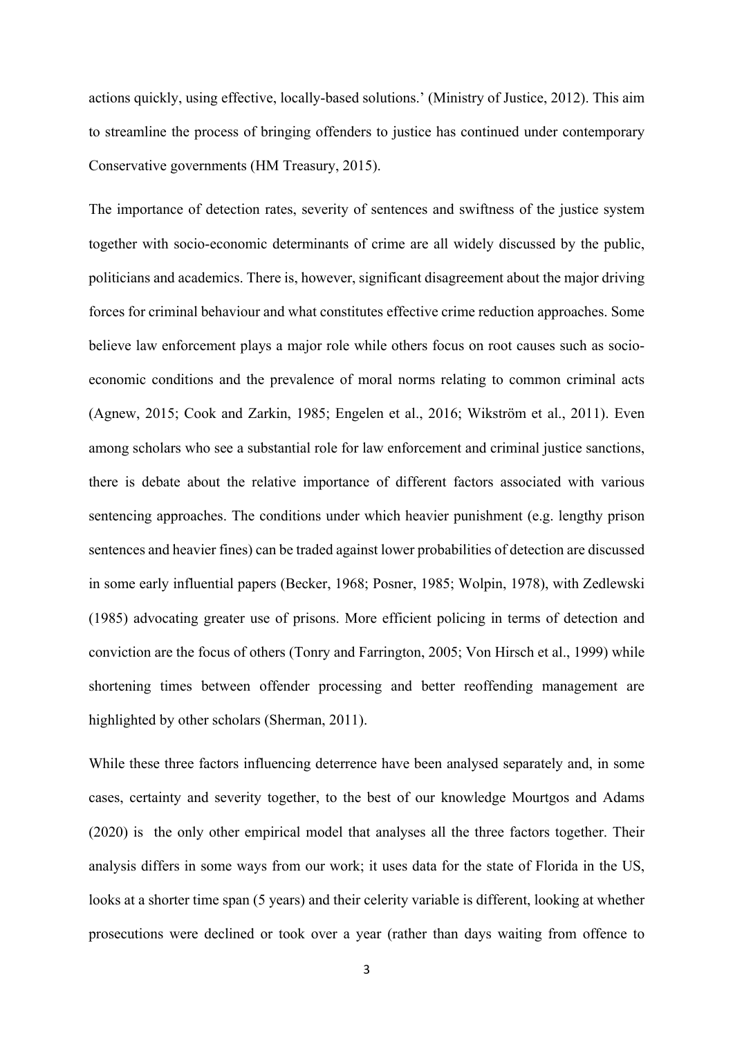actions quickly, using effective, locally-based solutions.' (Ministry of Justice, 2012). This aim to streamline the process of bringing offenders to justice has continued under contemporary Conservative governments (HM Treasury, 2015).

The importance of detection rates, severity of sentences and swiftness of the justice system together with socio-economic determinants of crime are all widely discussed by the public, politicians and academics. There is, however, significant disagreement about the major driving forces for criminal behaviour and what constitutes effective crime reduction approaches. Some believe law enforcement plays a major role while others focus on root causes such as socio-economic conditions and the prevalence of moral norms relating to common criminal acts (Agnew, 2015; Cook and Zarkin, 1985; Engelen et al., 2016; Wikström et al., 2011). Even among scholars who see a substantial role for law enforcement and criminal justice sanctions, there is debate about the relative importance of different factors associated with various sentencing approaches. The conditions under which heavier punishment (e.g. lengthy prison sentences and heavier fines) can be traded against lower probabilities of detection are discussed in some early influential papers (Becker, 1968; Posner, 1985; Wolpin, 1978), with Zedlewski (1985) advocating greater use of prisons. More efficient policing in terms of detection and conviction are the focus of others (Tonry and Farrington, 2005; Von Hirsch et al., 1999) while shortening times between offender processing and better reoffending management are highlighted by other scholars (Sherman, 2011).

While these three factors influencing deterrence have been analysed separately and, in some cases, certainty and severity together, to the best of our knowledge Mourtgos and Adams (2020) is the only other empirical model that analyses all the three factors together. Their analysis differs in some ways from our work; it uses data for the state of Florida in the US, looks at a shorter time span (5 years) and their celerity variable is different, looking at whether prosecutions were declined or took over a year (rather than days waiting from offence to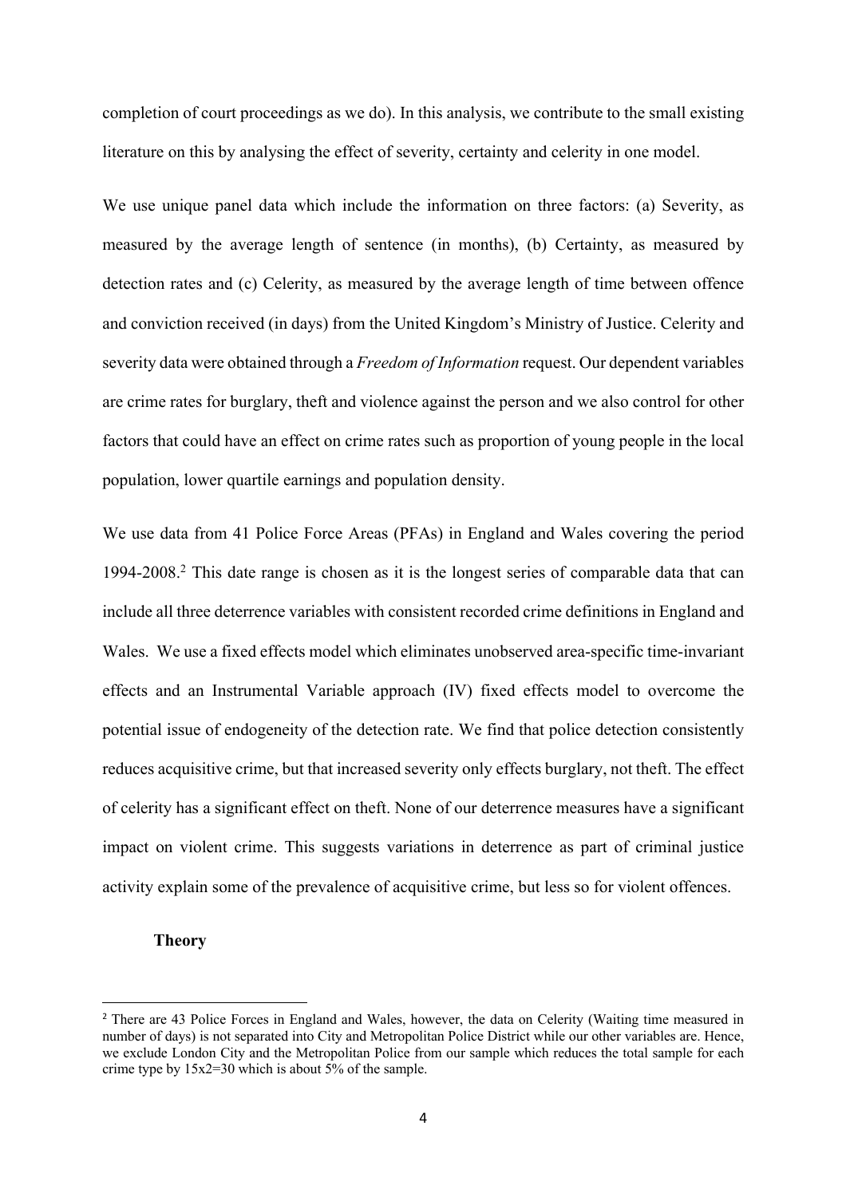completion of court proceedings as we do). In this analysis, we contribute to the small existing literature on this by analysing the effect of severity, certainty and celerity in one model.

We use unique panel data which include the information on three factors: (a) Severity, as measured by the average length of sentence (in months), (b) Certainty, as measured by detection rates and (c) Celerity, as measured by the average length of time between offence and conviction received (in days) from the United Kingdom's Ministry of Justice. Celerity and severity data were obtained through a *Freedom of Information* request. Our dependent variables are crime rates for burglary, theft and violence against the person and we also control for other factors that could have an effect on crime rates such as proportion of young people in the local population, lower quartile earnings and population density.

We use data from 41 Police Force Areas (PFAs) in England and Wales covering the period 1994-2008.[2] This date range is chosen as it is the longest series of comparable data that can include all three deterrence variables with consistent recorded crime definitions in England and Wales. We use a fixed effects model which eliminates unobserved area-specific time-invariant effects and an Instrumental Variable approach (IV) fixed effects model to overcome the potential issue of endogeneity of the detection rate. We find that police detection consistently reduces acquisitive crime, but that increased severity only effects burglary, not theft. The effect of celerity has a significant effect on theft. None of our deterrence measures have a significant impact on violent crime. This suggests variations in deterrence as part of criminal justice activity explain some of the prevalence of acquisitive crime, but less so for violent offences.

## Theory

[2] There are 43 Police Forces in England and Wales, however, the data on Celerity (Waiting time measured in number of days) is not separated into City and Metropolitan Police District while our other variables are. Hence, we exclude London City and the Metropolitan Police from our sample which reduces the total sample for each crime type by 15x2=30 which is about 5% of the sample.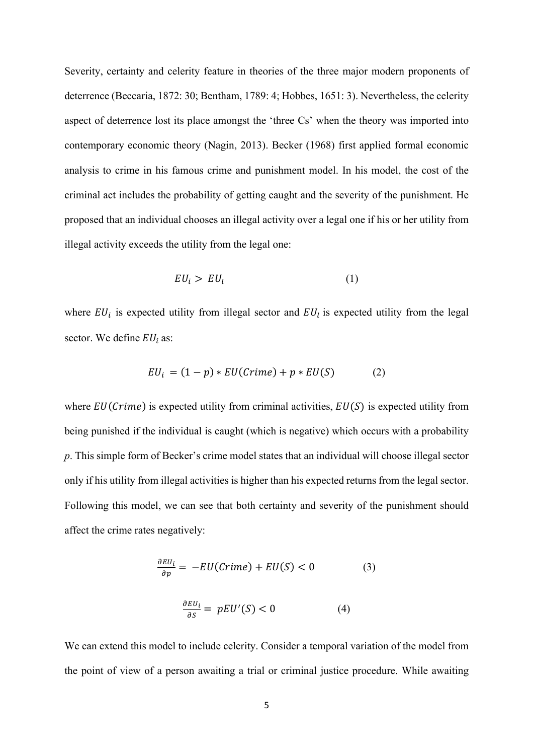Severity, certainty and celerity feature in theories of the three major modern proponents of deterrence (Beccaria, 1872: 30; Bentham, 1789: 4; Hobbes, 1651: 3). Nevertheless, the celerity aspect of deterrence lost its place amongst the 'three Cs' when the theory was imported into contemporary economic theory (Nagin, 2013). Becker (1968) first applied formal economic analysis to crime in his famous crime and punishment model. In his model, the cost of the criminal act includes the probability of getting caught and the severity of the punishment. He proposed that an individual chooses an illegal activity over a legal one if his or her utility from illegal activity exceeds the utility from the legal one:

$$EU_i > EU_l \qquad (1)$$

where $EU_i$ is expected utility from illegal sector and $EU_l$ is expected utility from the legal sector. We define $EU_i$ as:

$$EU_i = (1 - p) * EU(Crime) + p * EU(S) \qquad (2)$$

where $EU(Crime)$ is expected utility from criminal activities, $EU(S)$ is expected utility from being punished if the individual is caught (which is negative) which occurs with a probability *p*. This simple form of Becker's crime model states that an individual will choose illegal sector only if his utility from illegal activities is higher than his expected returns from the legal sector. Following this model, we can see that both certainty and severity of the punishment should affect the crime rates negatively:

$$\frac{\partial EU_i}{\partial p} = -EU(Crime) + EU(S) < 0 \qquad (3)$$

$$\frac{\partial EU_i}{\partial S} = pEU'(S) < 0 \qquad (4)$$

We can extend this model to include celerity. Consider a temporal variation of the model from the point of view of a person awaiting a trial or criminal justice procedure. While awaiting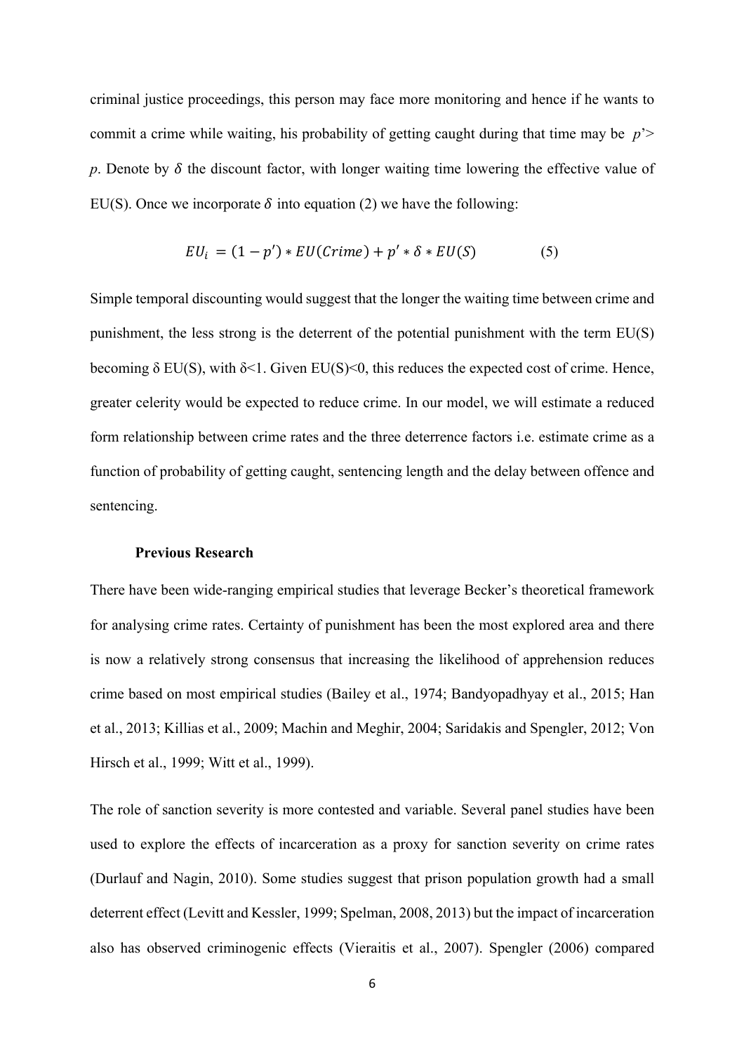criminal justice proceedings, this person may face more monitoring and hence if he wants to commit a crime while waiting, his probability of getting caught during that time may be $p' > p$. Denote by $\delta$ the discount factor, with longer waiting time lowering the effective value of EU(S). Once we incorporate $\delta$ into equation (2) we have the following:

$$EU_i = (1 - p') * EU(Crime) + p' * \delta * EU(S) \qquad (5)$$

Simple temporal discounting would suggest that the longer the waiting time between crime and punishment, the less strong is the deterrent of the potential punishment with the term EU(S) becoming $\delta$ EU(S), with $\delta<1$. Given EU(S)<0, this reduces the expected cost of crime. Hence, greater celerity would be expected to reduce crime. In our model, we will estimate a reduced form relationship between crime rates and the three deterrence factors i.e. estimate crime as a function of probability of getting caught, sentencing length and the delay between offence and sentencing.

### Previous Research

There have been wide-ranging empirical studies that leverage Becker's theoretical framework for analysing crime rates. Certainty of punishment has been the most explored area and there is now a relatively strong consensus that increasing the likelihood of apprehension reduces crime based on most empirical studies (Bailey et al., 1974; Bandyopadhyay et al., 2015; Han et al., 2013; Killias et al., 2009; Machin and Meghir, 2004; Saridakis and Spengler, 2012; Von Hirsch et al., 1999; Witt et al., 1999).

The role of sanction severity is more contested and variable. Several panel studies have been used to explore the effects of incarceration as a proxy for sanction severity on crime rates (Durlauf and Nagin, 2010). Some studies suggest that prison population growth had a small deterrent effect (Levitt and Kessler, 1999; Spelman, 2008, 2013) but the impact of incarceration also has observed criminogenic effects (Vieraitis et al., 2007). Spengler (2006) compared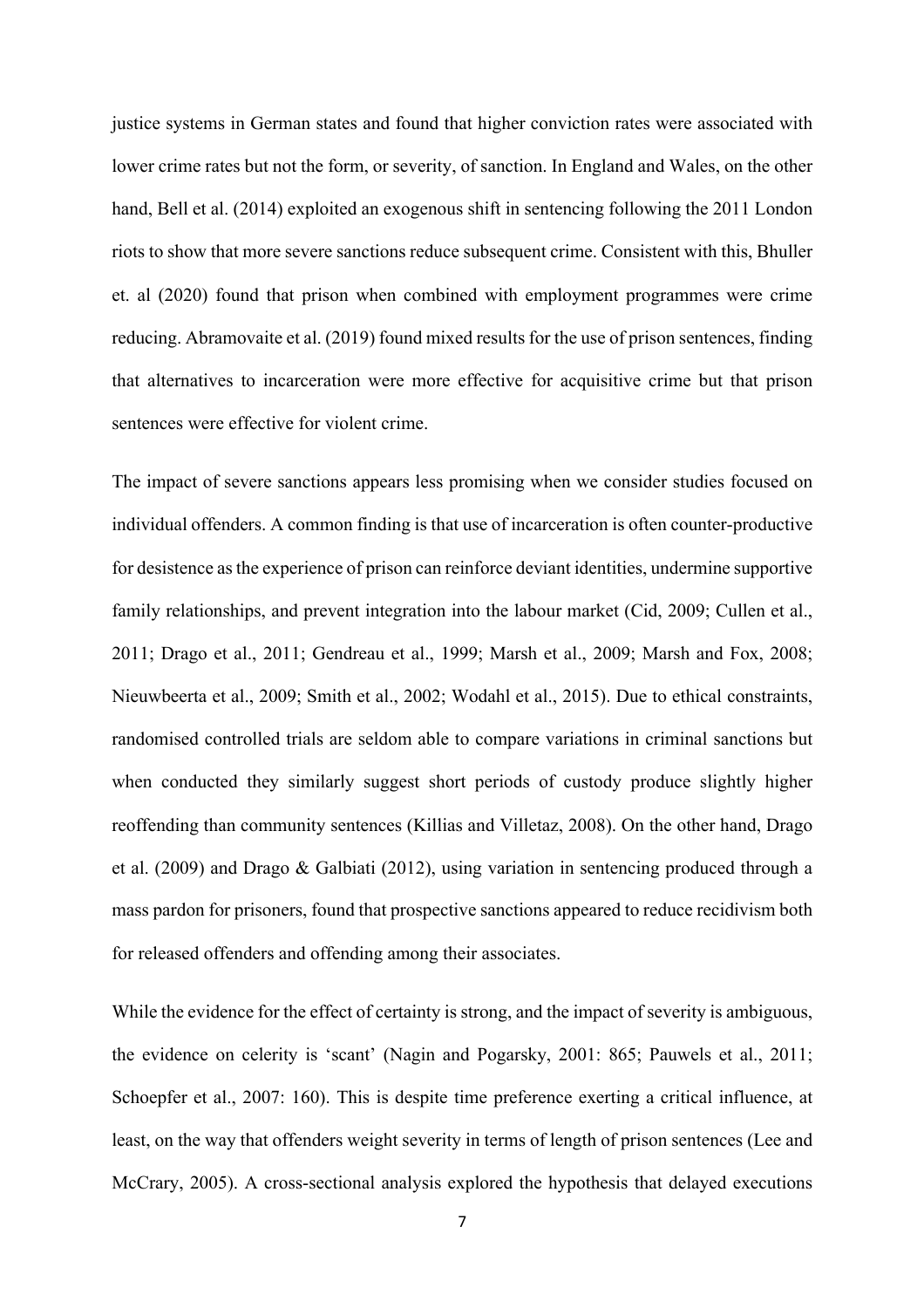justice systems in German states and found that higher conviction rates were associated with lower crime rates but not the form, or severity, of sanction. In England and Wales, on the other hand, Bell et al. (2014) exploited an exogenous shift in sentencing following the 2011 London riots to show that more severe sanctions reduce subsequent crime. Consistent with this, Bhuller et. al (2020) found that prison when combined with employment programmes were crime reducing. Abramovaite et al. (2019) found mixed results for the use of prison sentences, finding that alternatives to incarceration were more effective for acquisitive crime but that prison sentences were effective for violent crime.

The impact of severe sanctions appears less promising when we consider studies focused on individual offenders. A common finding is that use of incarceration is often counter-productive for desistence as the experience of prison can reinforce deviant identities, undermine supportive family relationships, and prevent integration into the labour market (Cid, 2009; Cullen et al., 2011; Drago et al., 2011; Gendreau et al., 1999; Marsh et al., 2009; Marsh and Fox, 2008; Nieuwbeerta et al., 2009; Smith et al., 2002; Wodahl et al., 2015). Due to ethical constraints, randomised controlled trials are seldom able to compare variations in criminal sanctions but when conducted they similarly suggest short periods of custody produce slightly higher reoffending than community sentences (Killias and Villetaz, 2008). On the other hand, Drago et al. (2009) and Drago & Galbiati (2012), using variation in sentencing produced through a mass pardon for prisoners, found that prospective sanctions appeared to reduce recidivism both for released offenders and offending among their associates.

While the evidence for the effect of certainty is strong, and the impact of severity is ambiguous, the evidence on celerity is 'scant' (Nagin and Pogarsky, 2001: 865; Pauwels et al., 2011; Schoepfer et al., 2007: 160). This is despite time preference exerting a critical influence, at least, on the way that offenders weight severity in terms of length of prison sentences (Lee and McCrary, 2005). A cross-sectional analysis explored the hypothesis that delayed executions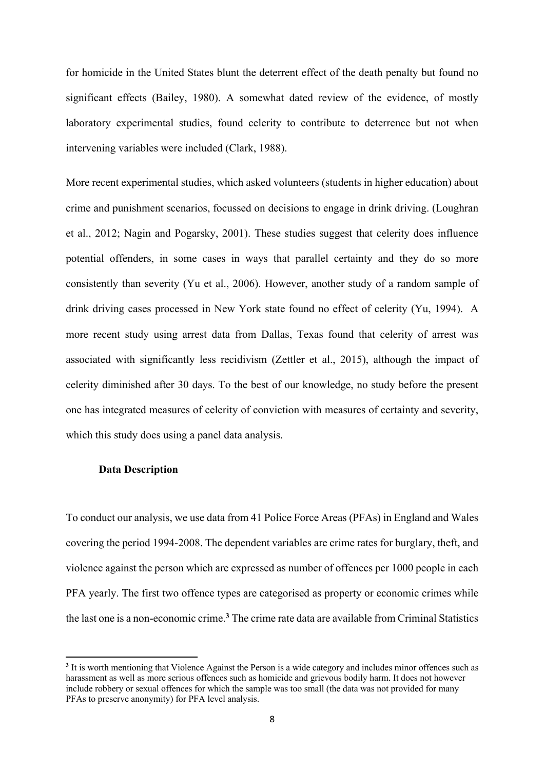for homicide in the United States blunt the deterrent effect of the death penalty but found no significant effects (Bailey, 1980). A somewhat dated review of the evidence, of mostly laboratory experimental studies, found celerity to contribute to deterrence but not when intervening variables were included (Clark, 1988).

More recent experimental studies, which asked volunteers (students in higher education) about crime and punishment scenarios, focussed on decisions to engage in drink driving. (Loughran et al., 2012; Nagin and Pogarsky, 2001). These studies suggest that celerity does influence potential offenders, in some cases in ways that parallel certainty and they do so more consistently than severity (Yu et al., 2006). However, another study of a random sample of drink driving cases processed in New York state found no effect of celerity (Yu, 1994). A more recent study using arrest data from Dallas, Texas found that celerity of arrest was associated with significantly less recidivism (Zettler et al., 2015), although the impact of celerity diminished after 30 days. To the best of our knowledge, no study before the present one has integrated measures of celerity of conviction with measures of certainty and severity, which this study does using a panel data analysis.

### Data Description

To conduct our analysis, we use data from 41 Police Force Areas (PFAs) in England and Wales covering the period 1994-2008. The dependent variables are crime rates for burglary, theft, and violence against the person which are expressed as number of offences per 1000 people in each PFA yearly. The first two offence types are categorised as property or economic crimes while the last one is a non-economic crime.[3] The crime rate data are available from Criminal Statistics

[3] It is worth mentioning that Violence Against the Person is a wide category and includes minor offences such as harassment as well as more serious offences such as homicide and grievous bodily harm. It does not however include robbery or sexual offences for which the sample was too small (the data was not provided for many PFAs to preserve anonymity) for PFA level analysis.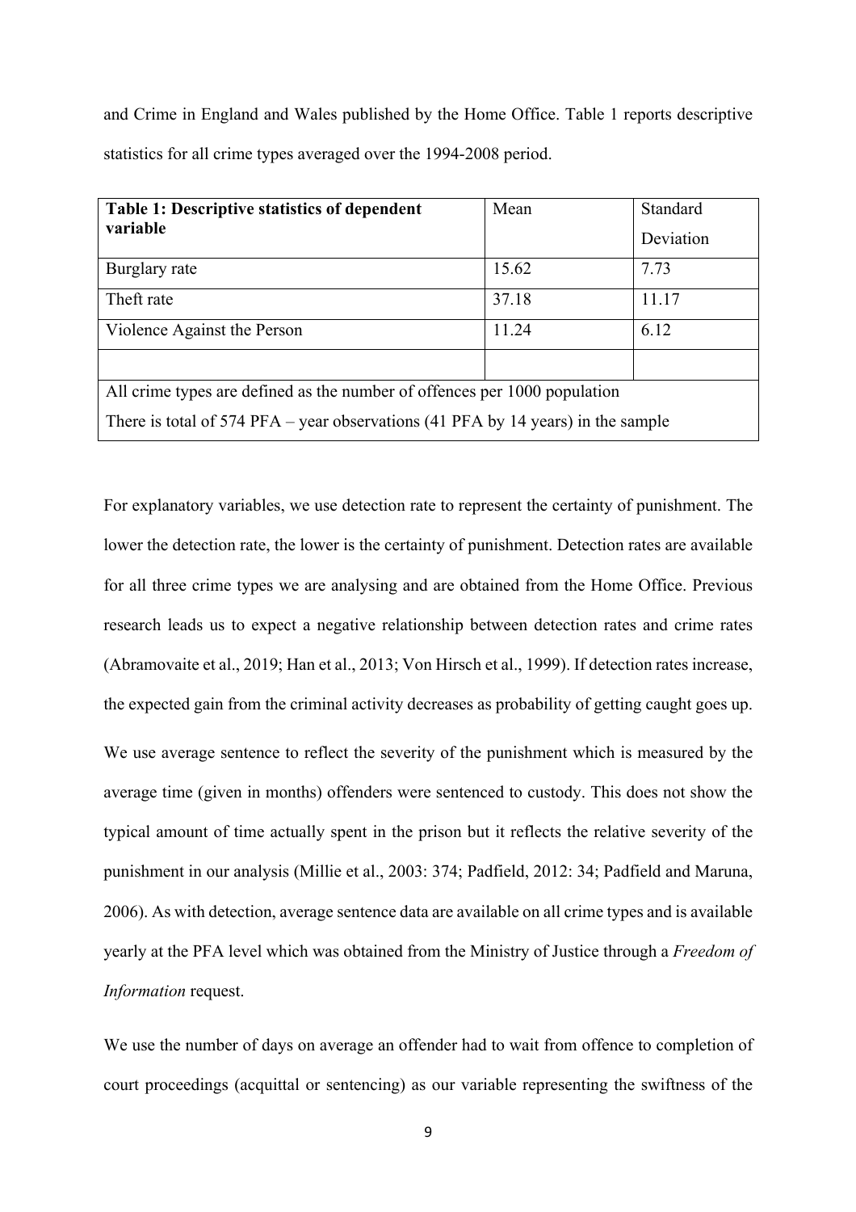and Crime in England and Wales published by the Home Office. Table 1 reports descriptive statistics for all crime types averaged over the 1994-2008 period.

| **Table 1: Descriptive statistics of dependent variable** | Mean | Standard Deviation |
|---|---|---|
| Burglary rate | 15.62 | 7.73 |
| Theft rate | 37.18 | 11.17 |
| Violence Against the Person | 11.24 | 6.12 |
| | | |
| All crime types are defined as the number of offences per 1000 population<br>There is total of 574 PFA – year observations (41 PFA by 14 years) in the sample | | |

For explanatory variables, we use detection rate to represent the certainty of punishment. The lower the detection rate, the lower is the certainty of punishment. Detection rates are available for all three crime types we are analysing and are obtained from the Home Office. Previous research leads us to expect a negative relationship between detection rates and crime rates (Abramovaite et al., 2019; Han et al., 2013; Von Hirsch et al., 1999). If detection rates increase, the expected gain from the criminal activity decreases as probability of getting caught goes up.

We use average sentence to reflect the severity of the punishment which is measured by the average time (given in months) offenders were sentenced to custody. This does not show the typical amount of time actually spent in the prison but it reflects the relative severity of the punishment in our analysis (Millie et al., 2003: 374; Padfield, 2012: 34; Padfield and Maruna, 2006). As with detection, average sentence data are available on all crime types and is available yearly at the PFA level which was obtained from the Ministry of Justice through a *Freedom of Information* request.

We use the number of days on average an offender had to wait from offence to completion of court proceedings (acquittal or sentencing) as our variable representing the swiftness of the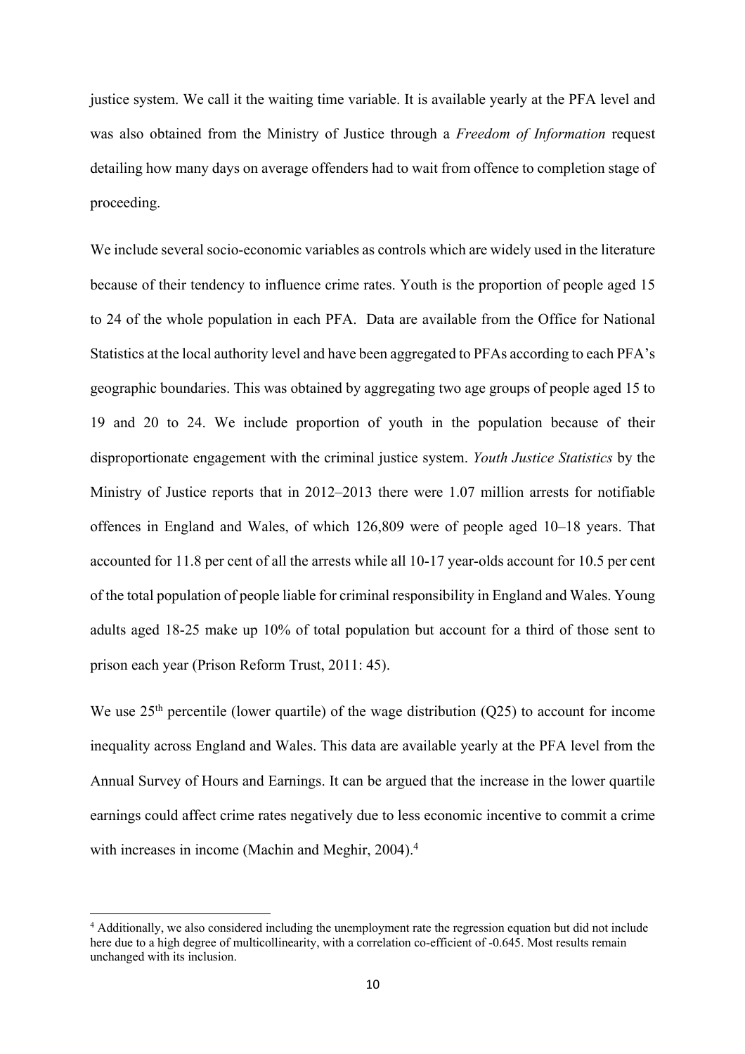justice system. We call it the waiting time variable. It is available yearly at the PFA level and was also obtained from the Ministry of Justice through a *Freedom of Information* request detailing how many days on average offenders had to wait from offence to completion stage of proceeding.

We include several socio-economic variables as controls which are widely used in the literature because of their tendency to influence crime rates. Youth is the proportion of people aged 15 to 24 of the whole population in each PFA. Data are available from the Office for National Statistics at the local authority level and have been aggregated to PFAs according to each PFA's geographic boundaries. This was obtained by aggregating two age groups of people aged 15 to 19 and 20 to 24. We include proportion of youth in the population because of their disproportionate engagement with the criminal justice system. *Youth Justice Statistics* by the Ministry of Justice reports that in 2012–2013 there were 1.07 million arrests for notifiable offences in England and Wales, of which 126,809 were of people aged 10–18 years. That accounted for 11.8 per cent of all the arrests while all 10-17 year-olds account for 10.5 per cent of the total population of people liable for criminal responsibility in England and Wales. Young adults aged 18-25 make up 10% of total population but account for a third of those sent to prison each year (Prison Reform Trust, 2011: 45).

We use 25th percentile (lower quartile) of the wage distribution (Q25) to account for income inequality across England and Wales. This data are available yearly at the PFA level from the Annual Survey of Hours and Earnings. It can be argued that the increase in the lower quartile earnings could affect crime rates negatively due to less economic incentive to commit a crime with increases in income (Machin and Meghir, 2004).[4]

[4] Additionally, we also considered including the unemployment rate the regression equation but did not include here due to a high degree of multicollinearity, with a correlation co-efficient of -0.645. Most results remain unchanged with its inclusion.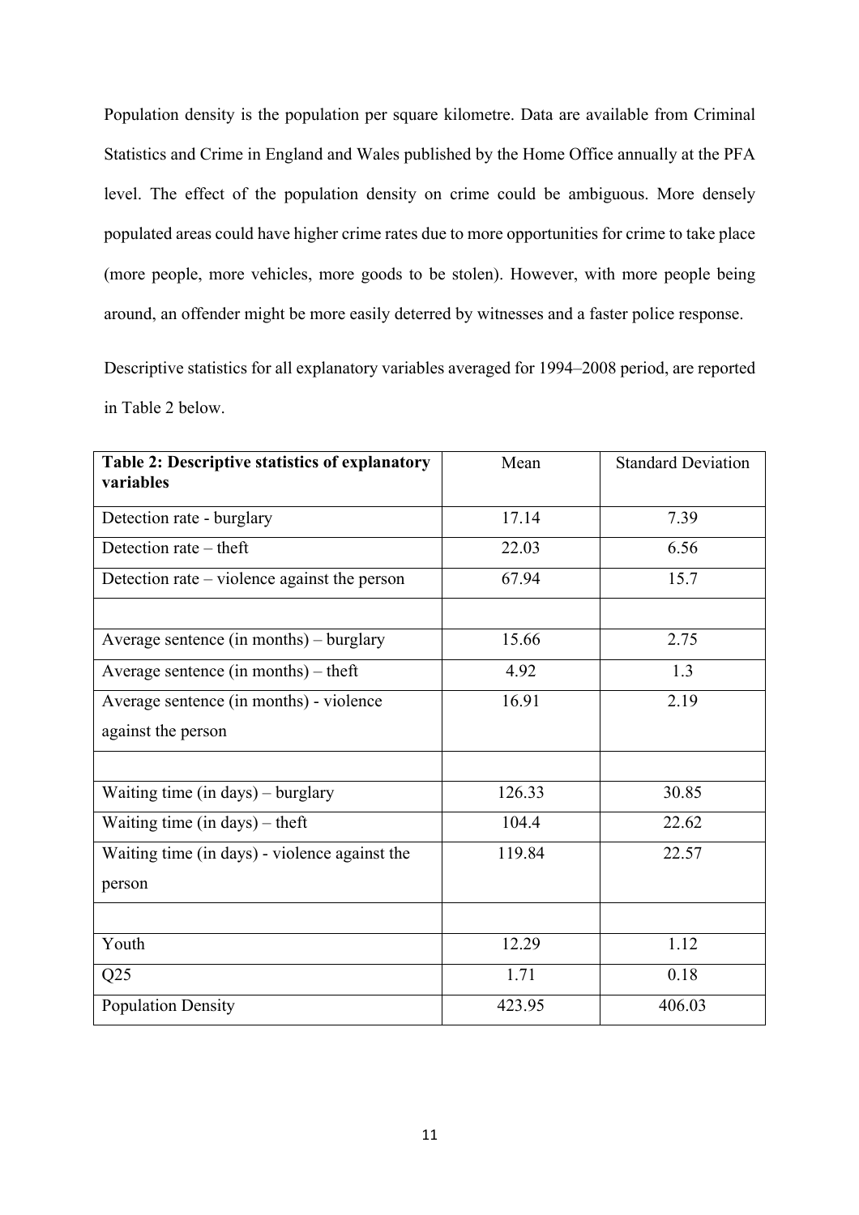Population density is the population per square kilometre. Data are available from Criminal Statistics and Crime in England and Wales published by the Home Office annually at the PFA level. The effect of the population density on crime could be ambiguous. More densely populated areas could have higher crime rates due to more opportunities for crime to take place (more people, more vehicles, more goods to be stolen). However, with more people being around, an offender might be more easily deterred by witnesses and a faster police response.

Descriptive statistics for all explanatory variables averaged for 1994–2008 period, are reported in Table 2 below.

| **Table 2: Descriptive statistics of explanatory variables** | Mean | Standard Deviation |
|---|---|---|
| Detection rate - burglary | 17.14 | 7.39 |
| Detection rate – theft | 22.03 | 6.56 |
| Detection rate – violence against the person | 67.94 | 15.7 |
| | | |
| Average sentence (in months) – burglary | 15.66 | 2.75 |
| Average sentence (in months) – theft | 4.92 | 1.3 |
| Average sentence (in months) - violence against the person | 16.91 | 2.19 |
| | | |
| Waiting time (in days) – burglary | 126.33 | 30.85 |
| Waiting time (in days) – theft | 104.4 | 22.62 |
| Waiting time (in days) - violence against the person | 119.84 | 22.57 |
| | | |
| Youth | 12.29 | 1.12 |
| Q25 | 1.71 | 0.18 |
| Population Density | 423.95 | 406.03 |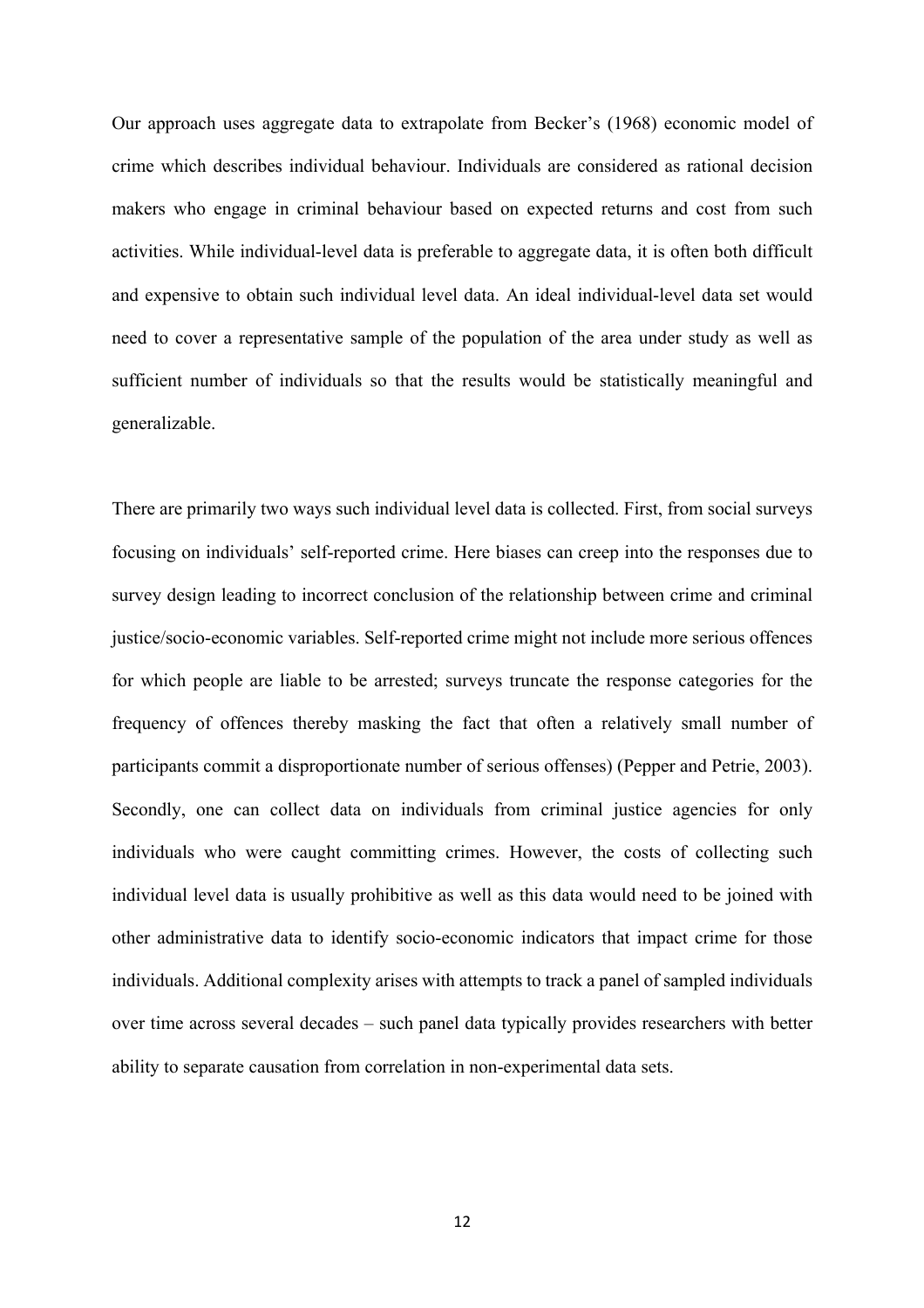Our approach uses aggregate data to extrapolate from Becker's (1968) economic model of crime which describes individual behaviour. Individuals are considered as rational decision makers who engage in criminal behaviour based on expected returns and cost from such activities. While individual-level data is preferable to aggregate data, it is often both difficult and expensive to obtain such individual level data. An ideal individual-level data set would need to cover a representative sample of the population of the area under study as well as sufficient number of individuals so that the results would be statistically meaningful and generalizable.

There are primarily two ways such individual level data is collected. First, from social surveys focusing on individuals' self-reported crime. Here biases can creep into the responses due to survey design leading to incorrect conclusion of the relationship between crime and criminal justice/socio-economic variables. Self-reported crime might not include more serious offences for which people are liable to be arrested; surveys truncate the response categories for the frequency of offences thereby masking the fact that often a relatively small number of participants commit a disproportionate number of serious offenses) (Pepper and Petrie, 2003). Secondly, one can collect data on individuals from criminal justice agencies for only individuals who were caught committing crimes. However, the costs of collecting such individual level data is usually prohibitive as well as this data would need to be joined with other administrative data to identify socio-economic indicators that impact crime for those individuals. Additional complexity arises with attempts to track a panel of sampled individuals over time across several decades – such panel data typically provides researchers with better ability to separate causation from correlation in non-experimental data sets.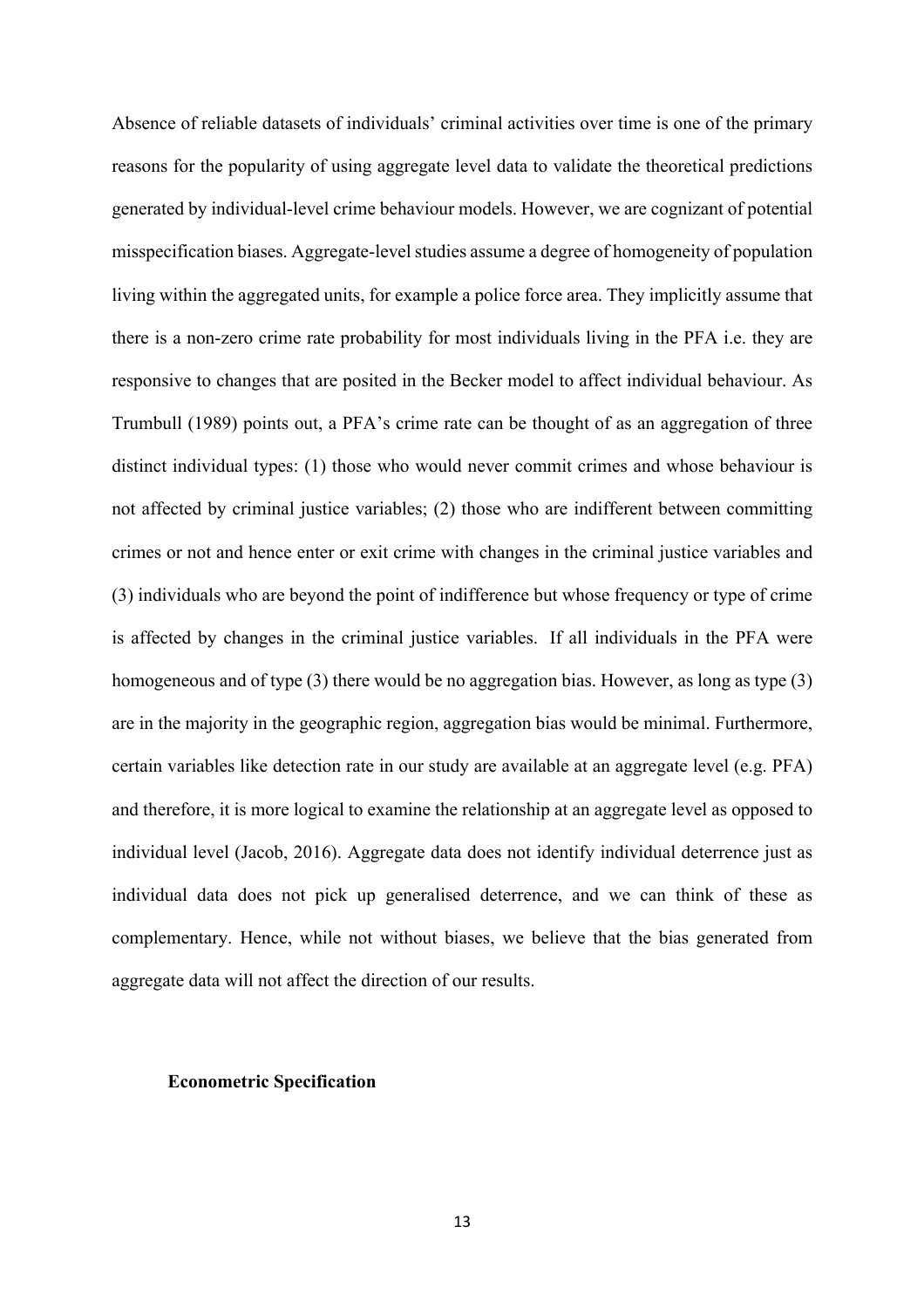Absence of reliable datasets of individuals' criminal activities over time is one of the primary reasons for the popularity of using aggregate level data to validate the theoretical predictions generated by individual-level crime behaviour models. However, we are cognizant of potential misspecification biases. Aggregate-level studies assume a degree of homogeneity of population living within the aggregated units, for example a police force area. They implicitly assume that there is a non-zero crime rate probability for most individuals living in the PFA i.e. they are responsive to changes that are posited in the Becker model to affect individual behaviour. As Trumbull (1989) points out, a PFA's crime rate can be thought of as an aggregation of three distinct individual types: (1) those who would never commit crimes and whose behaviour is not affected by criminal justice variables; (2) those who are indifferent between committing crimes or not and hence enter or exit crime with changes in the criminal justice variables and (3) individuals who are beyond the point of indifference but whose frequency or type of crime is affected by changes in the criminal justice variables. If all individuals in the PFA were homogeneous and of type (3) there would be no aggregation bias. However, as long as type (3) are in the majority in the geographic region, aggregation bias would be minimal. Furthermore, certain variables like detection rate in our study are available at an aggregate level (e.g. PFA) and therefore, it is more logical to examine the relationship at an aggregate level as opposed to individual level (Jacob, 2016). Aggregate data does not identify individual deterrence just as individual data does not pick up generalised deterrence, and we can think of these as complementary. Hence, while not without biases, we believe that the bias generated from aggregate data will not affect the direction of our results.

### Econometric Specification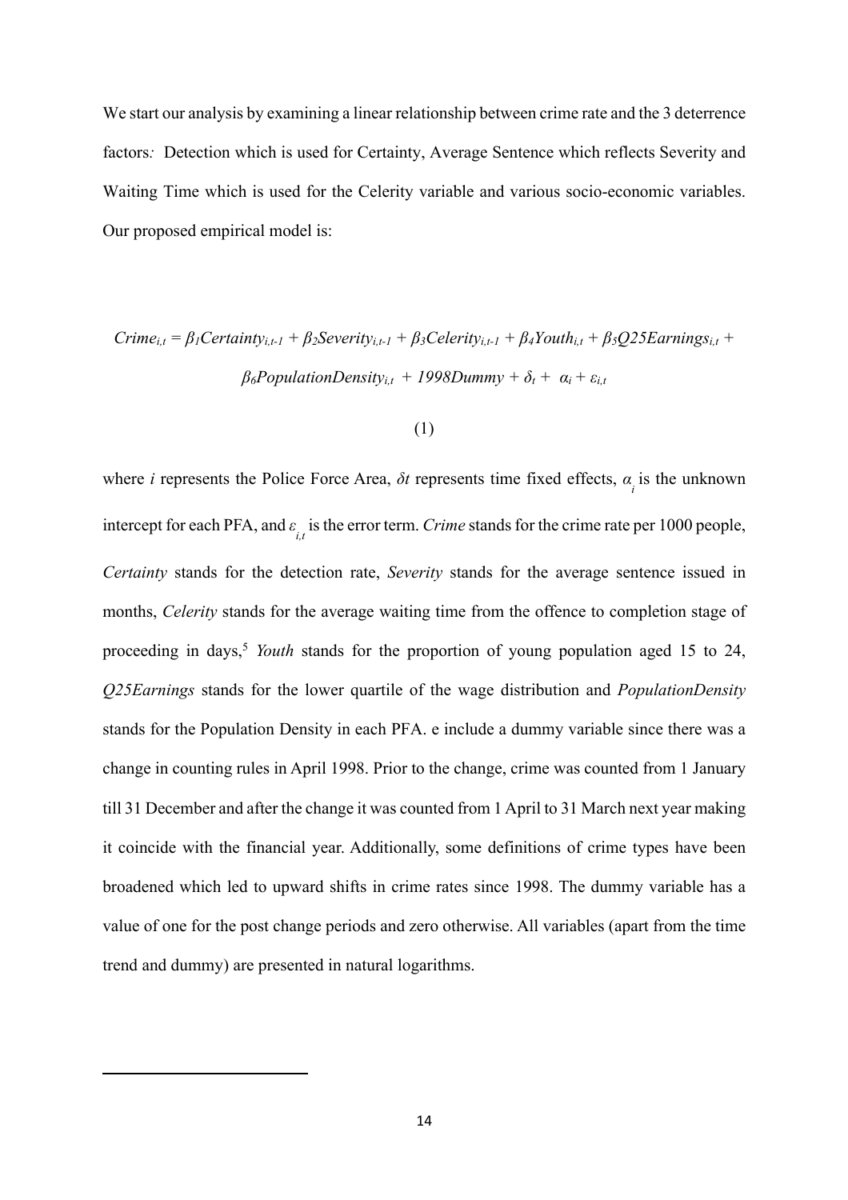We start our analysis by examining a linear relationship between crime rate and the 3 deterrence factors*:* Detection which is used for Certainty, Average Sentence which reflects Severity and Waiting Time which is used for the Celerity variable and various socio-economic variables. Our proposed empirical model is:

$$Crime_{i,t} = \beta_1 Certainty_{i,t-1} + \beta_2 Severity_{i,t-1} + \beta_3 Celerity_{i,t-1} + \beta_4 Youth_{i,t} + \beta_5 Q25Earnings_{i,t} + \beta_6 PopulationDensity_{i,t} + 1998Dummy + \delta_t + \alpha_i + \varepsilon_{i,t}$$

(1)

where *i* represents the Police Force Area, $\delta t$ represents time fixed effects, $\alpha_i$ is the unknown intercept for each PFA, and $\varepsilon_{i,t}$ is the error term. *Crime* stands for the crime rate per 1000 people, *Certainty* stands for the detection rate, *Severity* stands for the average sentence issued in months, *Celerity* stands for the average waiting time from the offence to completion stage of proceeding in days,[5] *Youth* stands for the proportion of young population aged 15 to 24, *Q25Earnings* stands for the lower quartile of the wage distribution and *PopulationDensity* stands for the Population Density in each PFA. e include a dummy variable since there was a change in counting rules in April 1998. Prior to the change, crime was counted from 1 January till 31 December and after the change it was counted from 1 April to 31 March next year making it coincide with the financial year. Additionally, some definitions of crime types have been broadened which led to upward shifts in crime rates since 1998. The dummy variable has a value of one for the post change periods and zero otherwise. All variables (apart from the time trend and dummy) are presented in natural logarithms.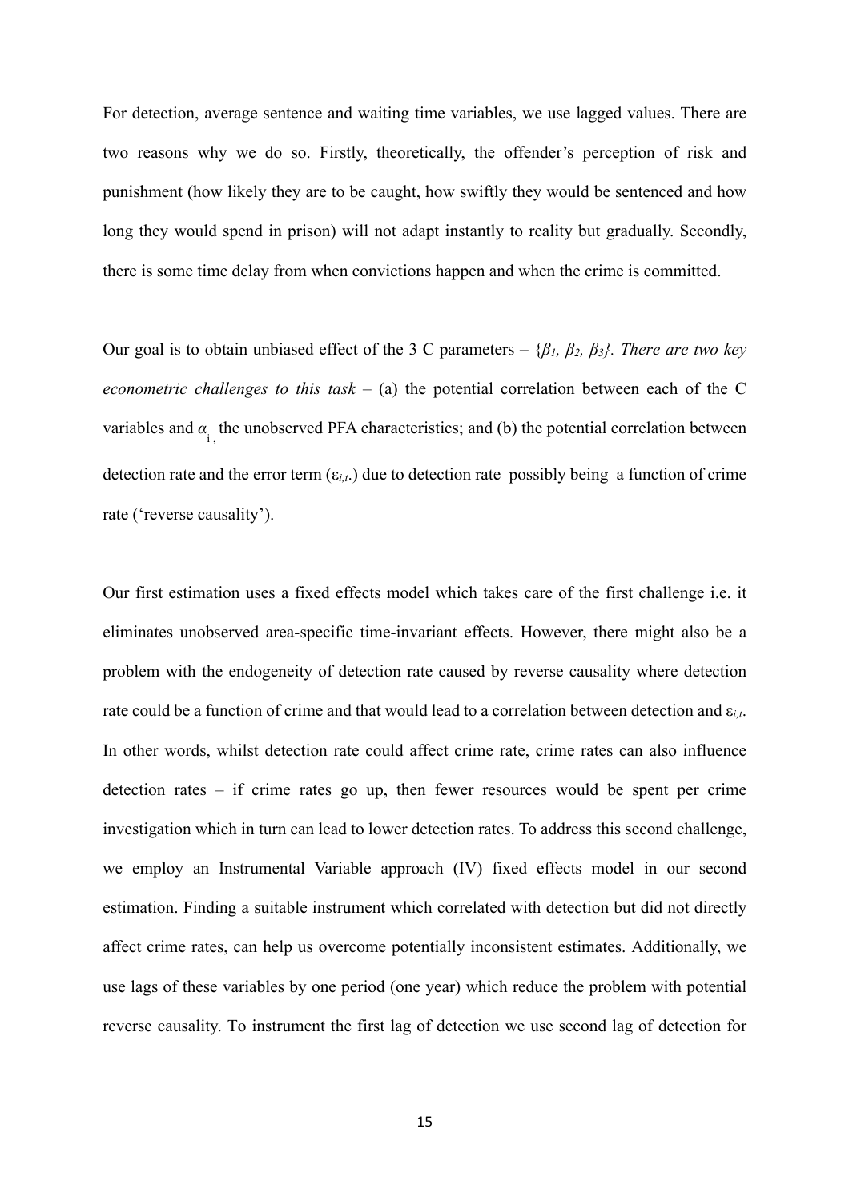For detection, average sentence and waiting time variables, we use lagged values. There are two reasons why we do so. Firstly, theoretically, the offender's perception of risk and punishment (how likely they are to be caught, how swiftly they would be sentenced and how long they would spend in prison) will not adapt instantly to reality but gradually. Secondly, there is some time delay from when convictions happen and when the crime is committed.

Our goal is to obtain unbiased effect of the 3 C parameters – {$\beta_1$, $\beta_2$, $\beta_3$}. *There are two key econometric challenges to this task* – (a) the potential correlation between each of the C variables and $\alpha_i$, the unobserved PFA characteristics; and (b) the potential correlation between detection rate and the error term ($\varepsilon_{i,t}$.) due to detection rate possibly being a function of crime rate ('reverse causality').

Our first estimation uses a fixed effects model which takes care of the first challenge i.e. it eliminates unobserved area-specific time-invariant effects. However, there might also be a problem with the endogeneity of detection rate caused by reverse causality where detection rate could be a function of crime and that would lead to a correlation between detection and $\varepsilon_{i,t}$. In other words, whilst detection rate could affect crime rate, crime rates can also influence detection rates – if crime rates go up, then fewer resources would be spent per crime investigation which in turn can lead to lower detection rates. To address this second challenge, we employ an Instrumental Variable approach (IV) fixed effects model in our second estimation. Finding a suitable instrument which correlated with detection but did not directly affect crime rates, can help us overcome potentially inconsistent estimates. Additionally, we use lags of these variables by one period (one year) which reduce the problem with potential reverse causality. To instrument the first lag of detection we use second lag of detection for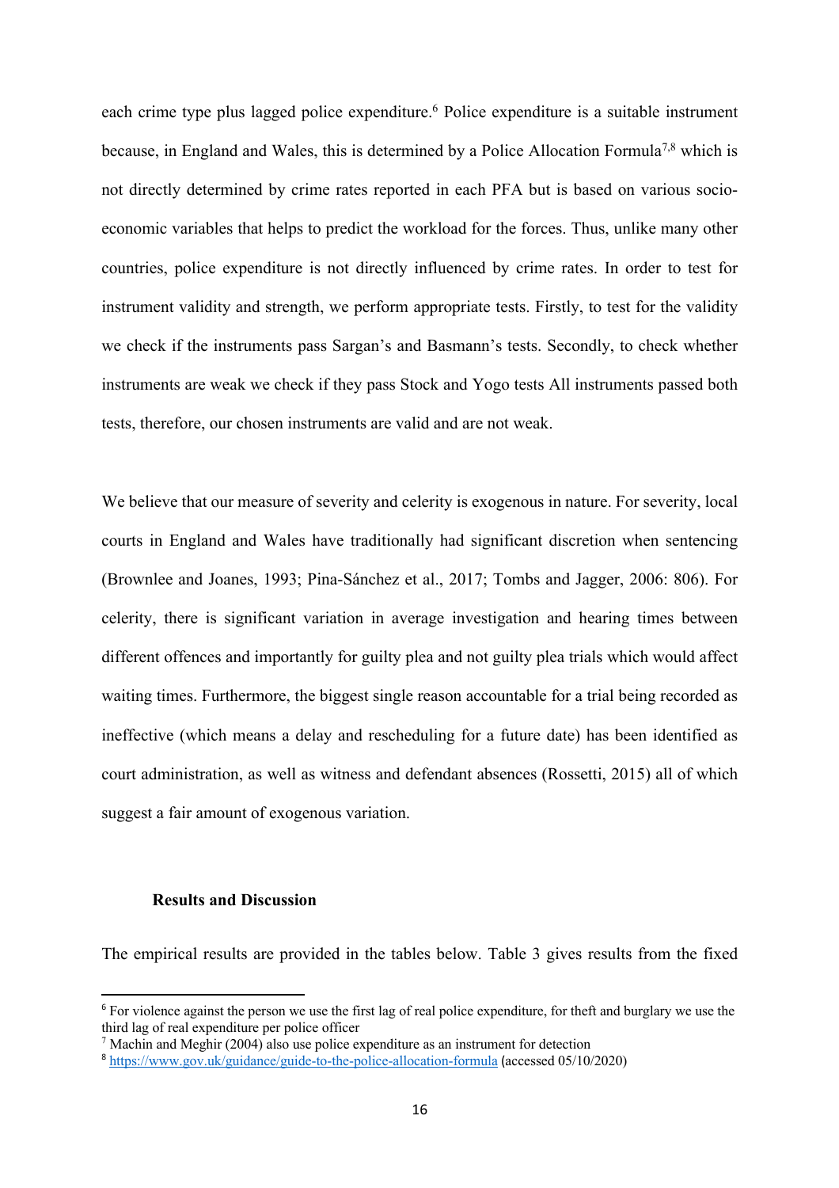each crime type plus lagged police expenditure.[6] Police expenditure is a suitable instrument because, in England and Wales, this is determined by a Police Allocation Formula[7,8] which is not directly determined by crime rates reported in each PFA but is based on various socio-economic variables that helps to predict the workload for the forces. Thus, unlike many other countries, police expenditure is not directly influenced by crime rates. In order to test for instrument validity and strength, we perform appropriate tests. Firstly, to test for the validity we check if the instruments pass Sargan's and Basmann's tests. Secondly, to check whether instruments are weak we check if they pass Stock and Yogo tests All instruments passed both tests, therefore, our chosen instruments are valid and are not weak.

We believe that our measure of severity and celerity is exogenous in nature. For severity, local courts in England and Wales have traditionally had significant discretion when sentencing (Brownlee and Joanes, 1993; Pina-Sánchez et al., 2017; Tombs and Jagger, 2006: 806). For celerity, there is significant variation in average investigation and hearing times between different offences and importantly for guilty plea and not guilty plea trials which would affect waiting times. Furthermore, the biggest single reason accountable for a trial being recorded as ineffective (which means a delay and rescheduling for a future date) has been identified as court administration, as well as witness and defendant absences (Rossetti, 2015) all of which suggest a fair amount of exogenous variation.

## Results and Discussion

The empirical results are provided in the tables below. Table 3 gives results from the fixed

---

[6] For violence against the person we use the first lag of real police expenditure, for theft and burglary we use the third lag of real expenditure per police officer

[7] Machin and Meghir (2004) also use police expenditure as an instrument for detection

[8] https://www.gov.uk/guidance/guide-to-the-police-allocation-formula (accessed 05/10/2020)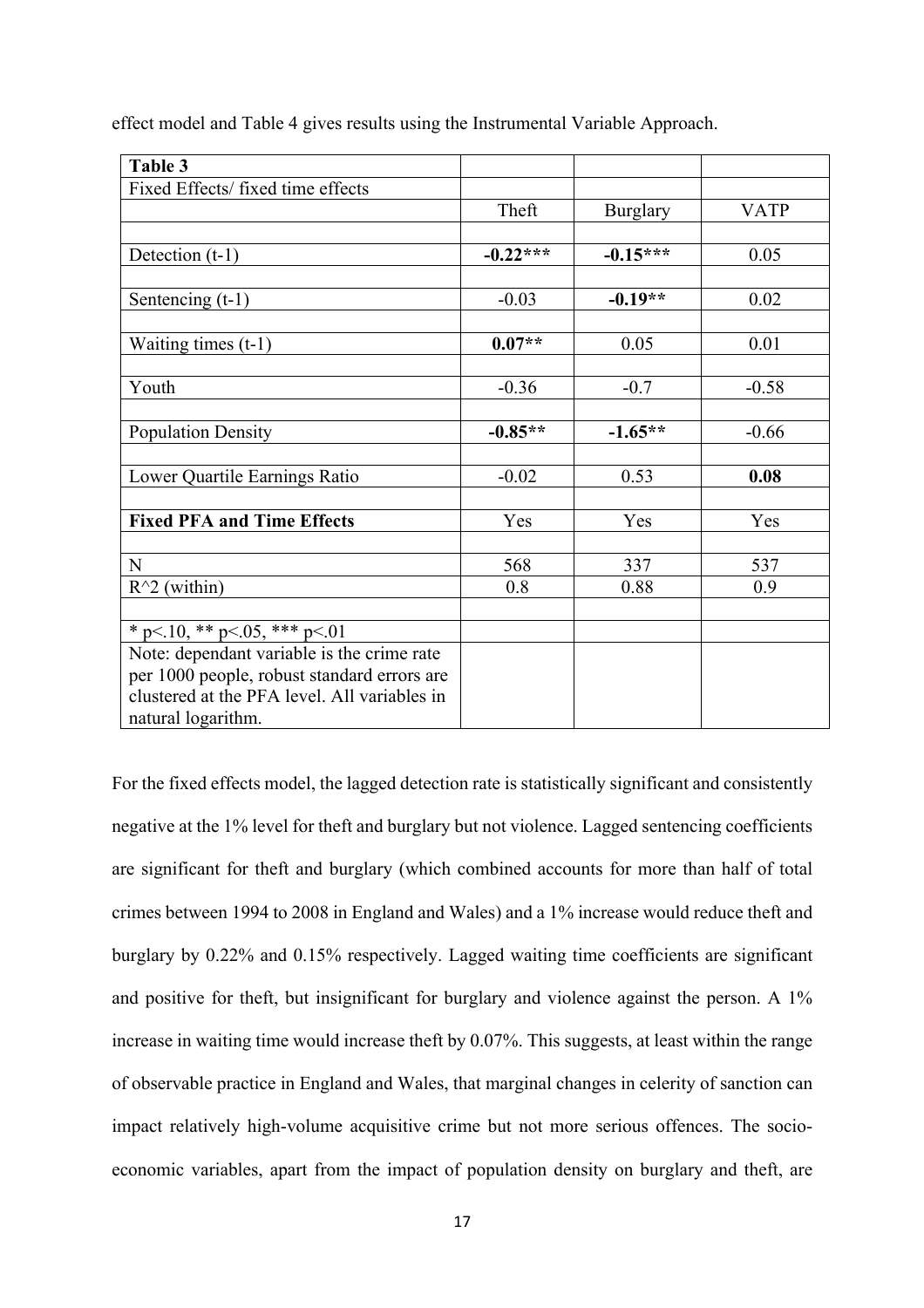effect model and Table 4 gives results using the Instrumental Variable Approach.

| **Table 3** | | | |
|---|---|---|---|
| Fixed Effects/ fixed time effects | | | |
| | Theft | Burglary | VATP |
| | | | |
| Detection (t-1) | **-0.22*** ** | **-0.15*** ** | 0.05 |
| | | | |
| Sentencing (t-1) | -0.03 | **-0.19** ** | 0.02 |
| | | | |
| Waiting times (t-1) | **0.07** ** | 0.05 | 0.01 |
| | | | |
| Youth | -0.36 | -0.7 | -0.58 |
| | | | |
| Population Density | **-0.85** ** | **-1.65** ** | -0.66 |
| | | | |
| Lower Quartile Earnings Ratio | -0.02 | 0.53 | **0.08** |
| | | | |
| **Fixed PFA and Time Effects** | Yes | Yes | Yes |
| | | | |
| N | 568 | 337 | 537 |
| $R^2$ (within) | 0.8 | 0.88 | 0.9 |
| | | | |
| * p<.10, ** p<.05, *** p<.01 | | | |
| Note: dependant variable is the crime rate per 1000 people, robust standard errors are clustered at the PFA level. All variables in natural logarithm. | | | |

For the fixed effects model, the lagged detection rate is statistically significant and consistently negative at the 1% level for theft and burglary but not violence. Lagged sentencing coefficients are significant for theft and burglary (which combined accounts for more than half of total crimes between 1994 to 2008 in England and Wales) and a 1% increase would reduce theft and burglary by 0.22% and 0.15% respectively. Lagged waiting time coefficients are significant and positive for theft, but insignificant for burglary and violence against the person. A 1% increase in waiting time would increase theft by 0.07%. This suggests, at least within the range of observable practice in England and Wales, that marginal changes in celerity of sanction can impact relatively high-volume acquisitive crime but not more serious offences. The socio-economic variables, apart from the impact of population density on burglary and theft, are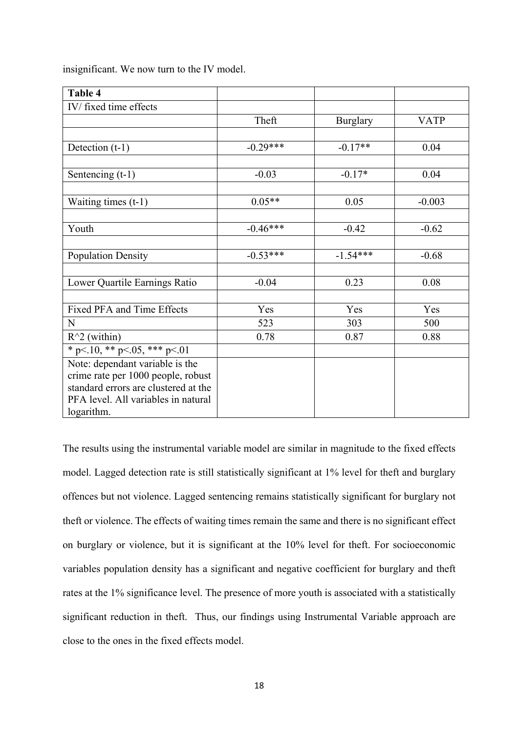insignificant. We now turn to the IV model.

| **Table 4** | | | |
|---|---|---|---|
| IV/ fixed time effects | | | |
| | Theft | Burglary | VATP |
| | | | |
| Detection (t-1) | -0.29*** | -0.17** | 0.04 |
| | | | |
| Sentencing (t-1) | -0.03 | -0.17* | 0.04 |
| | | | |
| Waiting times (t-1) | 0.05** | 0.05 | -0.003 |
| | | | |
| Youth | -0.46*** | -0.42 | -0.62 |
| | | | |
| Population Density | -0.53*** | -1.54*** | -0.68 |
| | | | |
| Lower Quartile Earnings Ratio | -0.04 | 0.23 | 0.08 |
| | | | |
| Fixed PFA and Time Effects | Yes | Yes | Yes |
| N | 523 | 303 | 500 |
| R^2 (within) | 0.78 | 0.87 | 0.88 |
| * p<.10, ** p<.05, *** p<.01 | | | |
| Note: dependant variable is the crime rate per 1000 people, robust standard errors are clustered at the PFA level. All variables in natural logarithm. | | | |

The results using the instrumental variable model are similar in magnitude to the fixed effects model. Lagged detection rate is still statistically significant at 1% level for theft and burglary offences but not violence. Lagged sentencing remains statistically significant for burglary not theft or violence. The effects of waiting times remain the same and there is no significant effect on burglary or violence, but it is significant at the 10% level for theft. For socioeconomic variables population density has a significant and negative coefficient for burglary and theft rates at the 1% significance level. The presence of more youth is associated with a statistically significant reduction in theft. Thus, our findings using Instrumental Variable approach are close to the ones in the fixed effects model.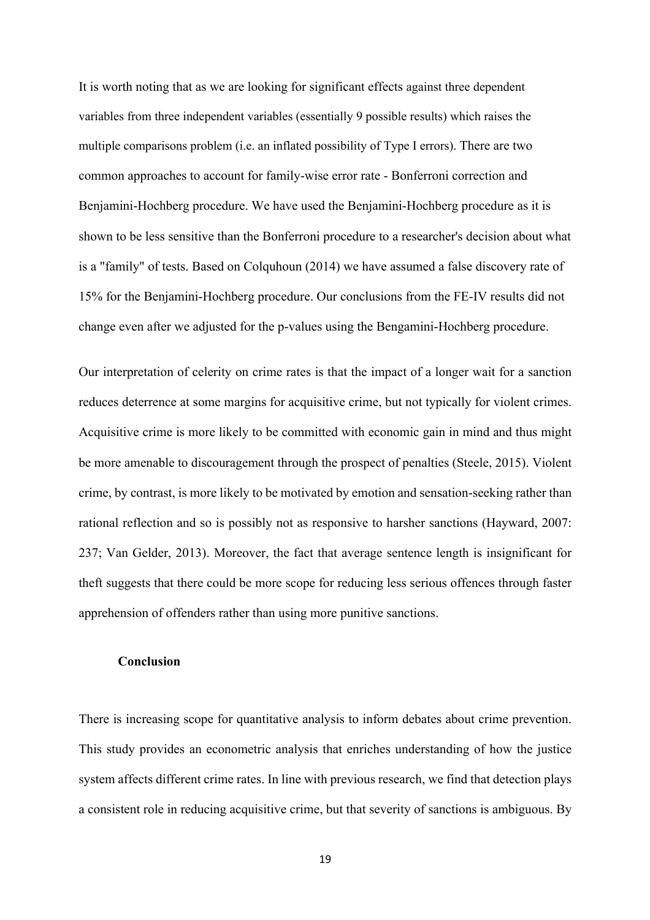It is worth noting that as we are looking for significant effects against three dependent variables from three independent variables (essentially 9 possible results) which raises the multiple comparisons problem (i.e. an inflated possibility of Type I errors). There are two common approaches to account for family-wise error rate - Bonferroni correction and Benjamini-Hochberg procedure. We have used the Benjamini-Hochberg procedure as it is shown to be less sensitive than the Bonferroni procedure to a researcher's decision about what is a "family" of tests. Based on Colquhoun (2014) we have assumed a false discovery rate of 15% for the Benjamini-Hochberg procedure. Our conclusions from the FE-IV results did not change even after we adjusted for the p-values using the Bengamini-Hochberg procedure.

Our interpretation of celerity on crime rates is that the impact of a longer wait for a sanction reduces deterrence at some margins for acquisitive crime, but not typically for violent crimes. Acquisitive crime is more likely to be committed with economic gain in mind and thus might be more amenable to discouragement through the prospect of penalties (Steele, 2015). Violent crime, by contrast, is more likely to be motivated by emotion and sensation-seeking rather than rational reflection and so is possibly not as responsive to harsher sanctions (Hayward, 2007: 237; Van Gelder, 2013). Moreover, the fact that average sentence length is insignificant for theft suggests that there could be more scope for reducing less serious offences through faster apprehension of offenders rather than using more punitive sanctions.

## Conclusion

There is increasing scope for quantitative analysis to inform debates about crime prevention. This study provides an econometric analysis that enriches understanding of how the justice system affects different crime rates. In line with previous research, we find that detection plays a consistent role in reducing acquisitive crime, but that severity of sanctions is ambiguous. By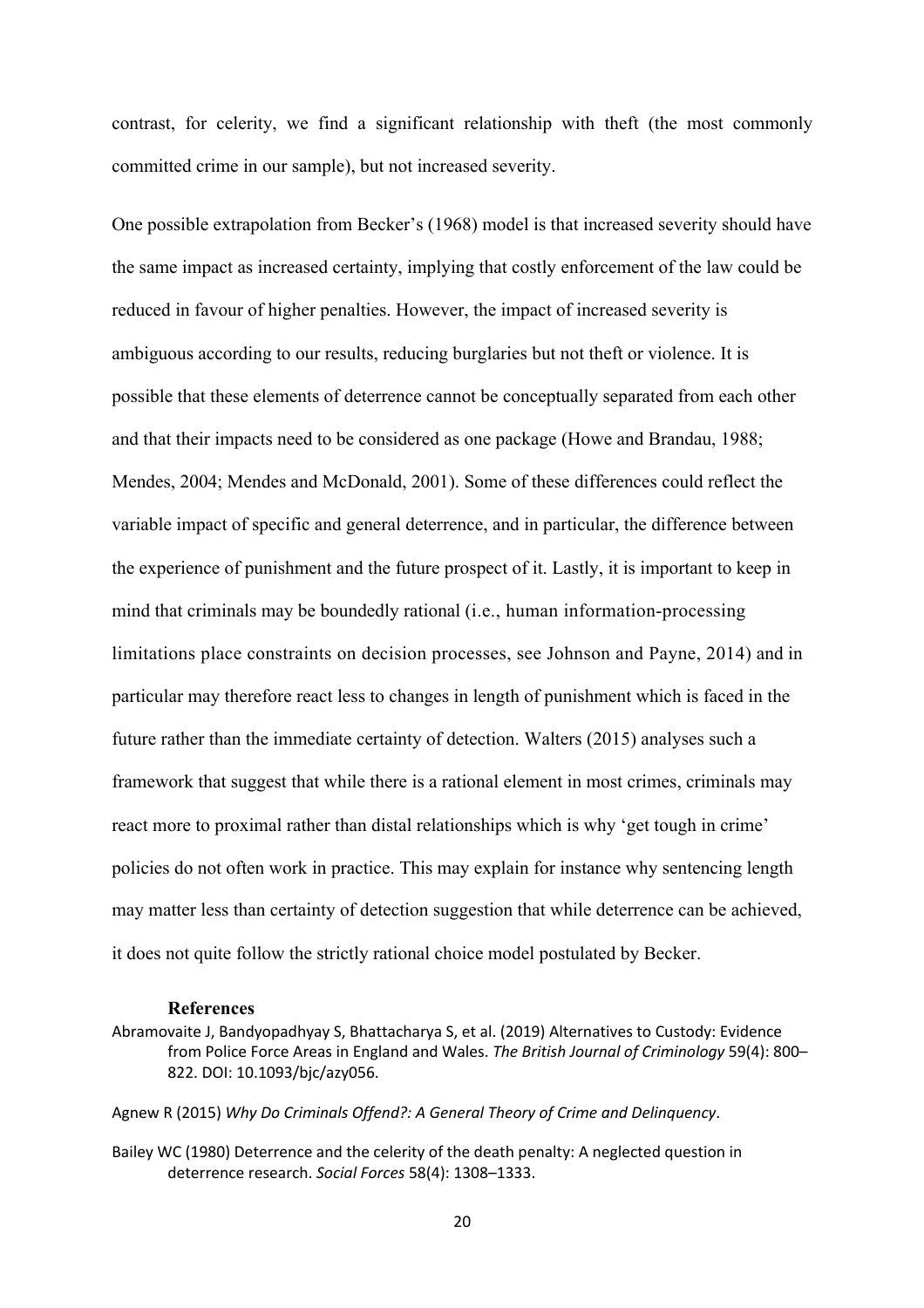contrast, for celerity, we find a significant relationship with theft (the most commonly committed crime in our sample), but not increased severity.

One possible extrapolation from Becker's (1968) model is that increased severity should have the same impact as increased certainty, implying that costly enforcement of the law could be reduced in favour of higher penalties. However, the impact of increased severity is ambiguous according to our results, reducing burglaries but not theft or violence. It is possible that these elements of deterrence cannot be conceptually separated from each other and that their impacts need to be considered as one package (Howe and Brandau, 1988; Mendes, 2004; Mendes and McDonald, 2001). Some of these differences could reflect the variable impact of specific and general deterrence, and in particular, the difference between the experience of punishment and the future prospect of it. Lastly, it is important to keep in mind that criminals may be boundedly rational (i.e., human information-processing limitations place constraints on decision processes, see Johnson and Payne, 2014) and in particular may therefore react less to changes in length of punishment which is faced in the future rather than the immediate certainty of detection. Walters (2015) analyses such a framework that suggest that while there is a rational element in most crimes, criminals may react more to proximal rather than distal relationships which is why 'get tough in crime' policies do not often work in practice. This may explain for instance why sentencing length may matter less than certainty of detection suggestion that while deterrence can be achieved, it does not quite follow the strictly rational choice model postulated by Becker.

## References

Abramovaite J, Bandyopadhyay S, Bhattacharya S, et al. (2019) Alternatives to Custody: Evidence from Police Force Areas in England and Wales. *The British Journal of Criminology* 59(4): 800–822. DOI: 10.1093/bjc/azy056.

Agnew R (2015) *Why Do Criminals Offend?: A General Theory of Crime and Delinquency*.

Bailey WC (1980) Deterrence and the celerity of the death penalty: A neglected question in deterrence research. *Social Forces* 58(4): 1308–1333.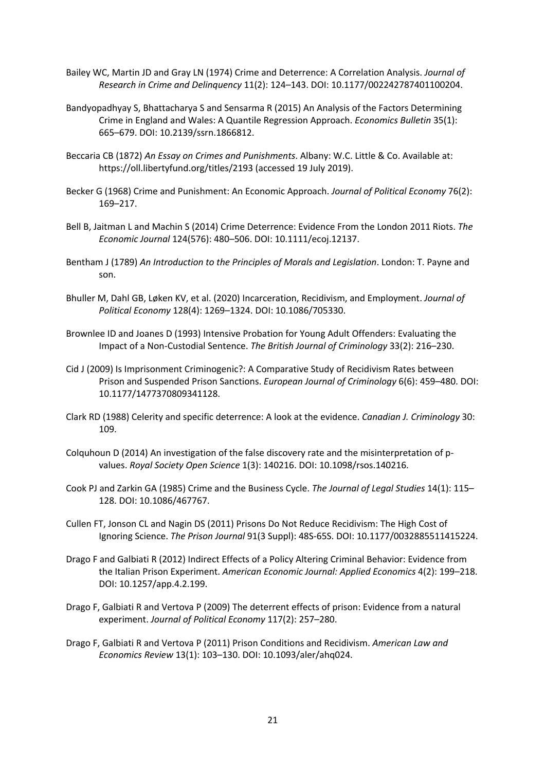Bailey WC, Martin JD and Gray LN (1974) Crime and Deterrence: A Correlation Analysis. *Journal of Research in Crime and Delinquency* 11(2): 124–143. DOI: 10.1177/002242787401100204.

Bandyopadhyay S, Bhattacharya S and Sensarma R (2015) An Analysis of the Factors Determining Crime in England and Wales: A Quantile Regression Approach. *Economics Bulletin* 35(1): 665–679. DOI: 10.2139/ssrn.1866812.

Beccaria CB (1872) *An Essay on Crimes and Punishments*. Albany: W.C. Little & Co. Available at: https://oll.libertyfund.org/titles/2193 (accessed 19 July 2019).

Becker G (1968) Crime and Punishment: An Economic Approach. *Journal of Political Economy* 76(2): 169–217.

Bell B, Jaitman L and Machin S (2014) Crime Deterrence: Evidence From the London 2011 Riots. *The Economic Journal* 124(576): 480–506. DOI: 10.1111/ecoj.12137.

Bentham J (1789) *An Introduction to the Principles of Morals and Legislation*. London: T. Payne and son.

Bhuller M, Dahl GB, Løken KV, et al. (2020) Incarceration, Recidivism, and Employment. *Journal of Political Economy* 128(4): 1269–1324. DOI: 10.1086/705330.

Brownlee ID and Joanes D (1993) Intensive Probation for Young Adult Offenders: Evaluating the Impact of a Non-Custodial Sentence. *The British Journal of Criminology* 33(2): 216–230.

Cid J (2009) Is Imprisonment Criminogenic?: A Comparative Study of Recidivism Rates between Prison and Suspended Prison Sanctions. *European Journal of Criminology* 6(6): 459–480. DOI: 10.1177/1477370809341128.

Clark RD (1988) Celerity and specific deterrence: A look at the evidence. *Canadian J. Criminology* 30: 109.

Colquhoun D (2014) An investigation of the false discovery rate and the misinterpretation of p-values. *Royal Society Open Science* 1(3): 140216. DOI: 10.1098/rsos.140216.

Cook PJ and Zarkin GA (1985) Crime and the Business Cycle. *The Journal of Legal Studies* 14(1): 115–128. DOI: 10.1086/467767.

Cullen FT, Jonson CL and Nagin DS (2011) Prisons Do Not Reduce Recidivism: The High Cost of Ignoring Science. *The Prison Journal* 91(3 Suppl): 48S-65S. DOI: 10.1177/0032885511415224.

Drago F and Galbiati R (2012) Indirect Effects of a Policy Altering Criminal Behavior: Evidence from the Italian Prison Experiment. *American Economic Journal: Applied Economics* 4(2): 199–218. DOI: 10.1257/app.4.2.199.

Drago F, Galbiati R and Vertova P (2009) The deterrent effects of prison: Evidence from a natural experiment. *Journal of Political Economy* 117(2): 257–280.

Drago F, Galbiati R and Vertova P (2011) Prison Conditions and Recidivism. *American Law and Economics Review* 13(1): 103–130. DOI: 10.1093/aler/ahq024.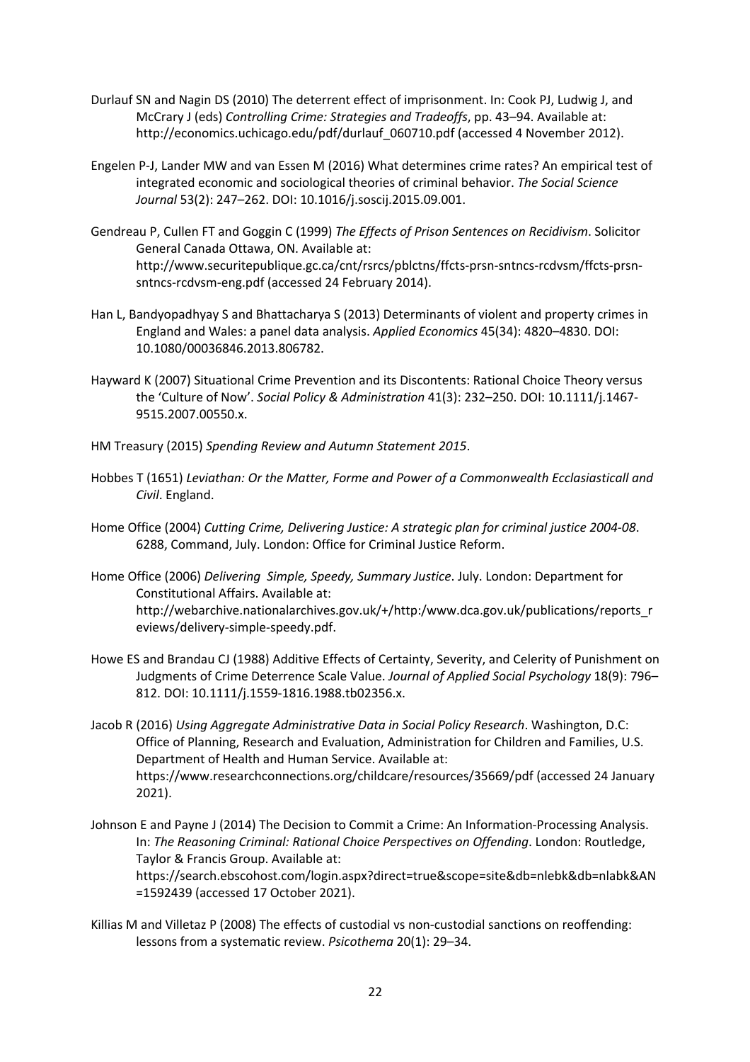Durlauf SN and Nagin DS (2010) The deterrent effect of imprisonment. In: Cook PJ, Ludwig J, and McCrary J (eds) *Controlling Crime: Strategies and Tradeoffs*, pp. 43–94. Available at: http://economics.uchicago.edu/pdf/durlauf_060710.pdf (accessed 4 November 2012).

Engelen P-J, Lander MW and van Essen M (2016) What determines crime rates? An empirical test of integrated economic and sociological theories of criminal behavior. *The Social Science Journal* 53(2): 247–262. DOI: 10.1016/j.soscij.2015.09.001.

Gendreau P, Cullen FT and Goggin C (1999) *The Effects of Prison Sentences on Recidivism*. Solicitor General Canada Ottawa, ON. Available at: http://www.securitepublique.gc.ca/cnt/rsrcs/pblctns/ffcts-prsn-sntncs-rcdvsm/ffcts-prsn-sntncs-rcdvsm-eng.pdf (accessed 24 February 2014).

Han L, Bandyopadhyay S and Bhattacharya S (2013) Determinants of violent and property crimes in England and Wales: a panel data analysis. *Applied Economics* 45(34): 4820–4830. DOI: 10.1080/00036846.2013.806782.

Hayward K (2007) Situational Crime Prevention and its Discontents: Rational Choice Theory versus the 'Culture of Now'. *Social Policy & Administration* 41(3): 232–250. DOI: 10.1111/j.1467-9515.2007.00550.x.

HM Treasury (2015) *Spending Review and Autumn Statement 2015*.

Hobbes T (1651) *Leviathan: Or the Matter, Forme and Power of a Commonwealth Ecclasiasticall and Civil*. England.

Home Office (2004) *Cutting Crime, Delivering Justice: A strategic plan for criminal justice 2004-08*. 6288, Command, July. London: Office for Criminal Justice Reform.

Home Office (2006) *Delivering Simple, Speedy, Summary Justice*. July. London: Department for Constitutional Affairs. Available at: http://webarchive.nationalarchives.gov.uk/+/http:/www.dca.gov.uk/publications/reports_reviews/delivery-simple-speedy.pdf.

Howe ES and Brandau CJ (1988) Additive Effects of Certainty, Severity, and Celerity of Punishment on Judgments of Crime Deterrence Scale Value. *Journal of Applied Social Psychology* 18(9): 796–812. DOI: 10.1111/j.1559-1816.1988.tb02356.x.

Jacob R (2016) *Using Aggregate Administrative Data in Social Policy Research*. Washington, D.C: Office of Planning, Research and Evaluation, Administration for Children and Families, U.S. Department of Health and Human Service. Available at: https://www.researchconnections.org/childcare/resources/35669/pdf (accessed 24 January 2021).

Johnson E and Payne J (2014) The Decision to Commit a Crime: An Information-Processing Analysis. In: *The Reasoning Criminal: Rational Choice Perspectives on Offending*. London: Routledge, Taylor & Francis Group. Available at: https://search.ebscohost.com/login.aspx?direct=true&scope=site&db=nlebk&db=nlabk&AN=1592439 (accessed 17 October 2021).

Killias M and Villetaz P (2008) The effects of custodial vs non-custodial sanctions on reoffending: lessons from a systematic review. *Psicothema* 20(1): 29–34.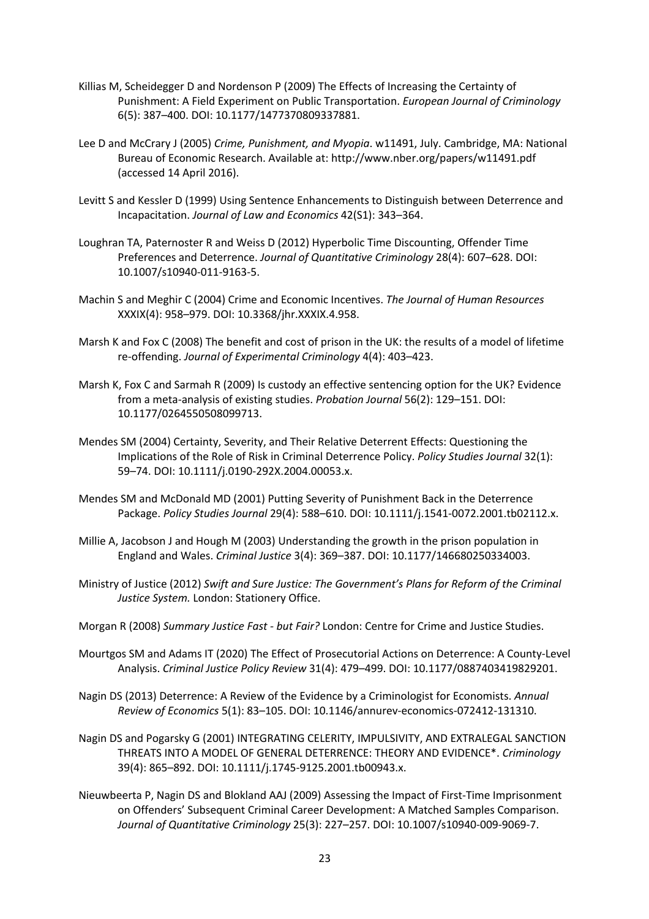Killias M, Scheidegger D and Nordenson P (2009) The Effects of Increasing the Certainty of Punishment: A Field Experiment on Public Transportation. *European Journal of Criminology* 6(5): 387–400. DOI: 10.1177/1477370809337881.

Lee D and McCrary J (2005) *Crime, Punishment, and Myopia*. w11491, July. Cambridge, MA: National Bureau of Economic Research. Available at: http://www.nber.org/papers/w11491.pdf (accessed 14 April 2016).

Levitt S and Kessler D (1999) Using Sentence Enhancements to Distinguish between Deterrence and Incapacitation. *Journal of Law and Economics* 42(S1): 343–364.

Loughran TA, Paternoster R and Weiss D (2012) Hyperbolic Time Discounting, Offender Time Preferences and Deterrence. *Journal of Quantitative Criminology* 28(4): 607–628. DOI: 10.1007/s10940-011-9163-5.

Machin S and Meghir C (2004) Crime and Economic Incentives. *The Journal of Human Resources* XXXIX(4): 958–979. DOI: 10.3368/jhr.XXXIX.4.958.

Marsh K and Fox C (2008) The benefit and cost of prison in the UK: the results of a model of lifetime re-offending. *Journal of Experimental Criminology* 4(4): 403–423.

Marsh K, Fox C and Sarmah R (2009) Is custody an effective sentencing option for the UK? Evidence from a meta-analysis of existing studies. *Probation Journal* 56(2): 129–151. DOI: 10.1177/0264550508099713.

Mendes SM (2004) Certainty, Severity, and Their Relative Deterrent Effects: Questioning the Implications of the Role of Risk in Criminal Deterrence Policy. *Policy Studies Journal* 32(1): 59–74. DOI: 10.1111/j.0190-292X.2004.00053.x.

Mendes SM and McDonald MD (2001) Putting Severity of Punishment Back in the Deterrence Package. *Policy Studies Journal* 29(4): 588–610. DOI: 10.1111/j.1541-0072.2001.tb02112.x.

Millie A, Jacobson J and Hough M (2003) Understanding the growth in the prison population in England and Wales. *Criminal Justice* 3(4): 369–387. DOI: 10.1177/146680250334003.

Ministry of Justice (2012) *Swift and Sure Justice: The Government's Plans for Reform of the Criminal Justice System.* London: Stationery Office.

Morgan R (2008) *Summary Justice Fast - but Fair?* London: Centre for Crime and Justice Studies.

Mourtgos SM and Adams IT (2020) The Effect of Prosecutorial Actions on Deterrence: A County-Level Analysis. *Criminal Justice Policy Review* 31(4): 479–499. DOI: 10.1177/0887403419829201.

Nagin DS (2013) Deterrence: A Review of the Evidence by a Criminologist for Economists. *Annual Review of Economics* 5(1): 83–105. DOI: 10.1146/annurev-economics-072412-131310.

Nagin DS and Pogarsky G (2001) INTEGRATING CELERITY, IMPULSIVITY, AND EXTRALEGAL SANCTION THREATS INTO A MODEL OF GENERAL DETERRENCE: THEORY AND EVIDENCE*. *Criminology* 39(4): 865–892. DOI: 10.1111/j.1745-9125.2001.tb00943.x.

Nieuwbeerta P, Nagin DS and Blokland AAJ (2009) Assessing the Impact of First-Time Imprisonment on Offenders' Subsequent Criminal Career Development: A Matched Samples Comparison. *Journal of Quantitative Criminology* 25(3): 227–257. DOI: 10.1007/s10940-009-9069-7.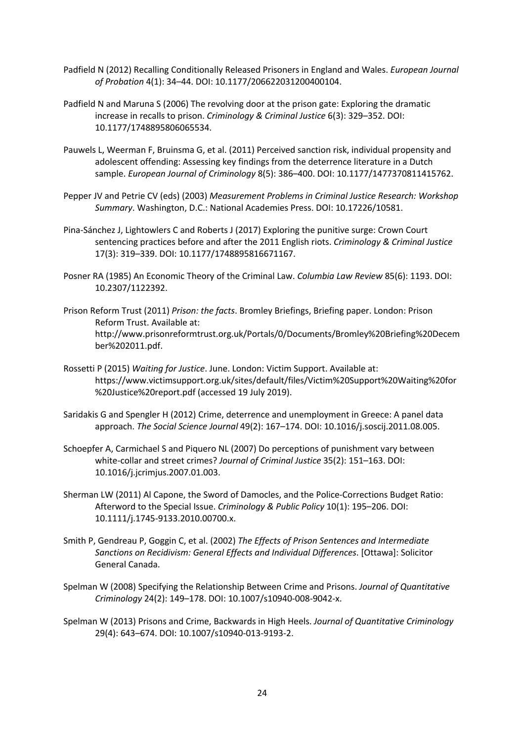Padfield N (2012) Recalling Conditionally Released Prisoners in England and Wales. *European Journal of Probation* 4(1): 34–44. DOI: 10.1177/206622031200400104.

Padfield N and Maruna S (2006) The revolving door at the prison gate: Exploring the dramatic increase in recalls to prison. *Criminology & Criminal Justice* 6(3): 329–352. DOI: 10.1177/1748895806065534.

Pauwels L, Weerman F, Bruinsma G, et al. (2011) Perceived sanction risk, individual propensity and adolescent offending: Assessing key findings from the deterrence literature in a Dutch sample. *European Journal of Criminology* 8(5): 386–400. DOI: 10.1177/1477370811415762.

Pepper JV and Petrie CV (eds) (2003) *Measurement Problems in Criminal Justice Research: Workshop Summary*. Washington, D.C.: National Academies Press. DOI: 10.17226/10581.

Pina-Sánchez J, Lightowlers C and Roberts J (2017) Exploring the punitive surge: Crown Court sentencing practices before and after the 2011 English riots. *Criminology & Criminal Justice* 17(3): 319–339. DOI: 10.1177/1748895816671167.

Posner RA (1985) An Economic Theory of the Criminal Law. *Columbia Law Review* 85(6): 1193. DOI: 10.2307/1122392.

Prison Reform Trust (2011) *Prison: the facts*. Bromley Briefings, Briefing paper. London: Prison Reform Trust. Available at: http://www.prisonreformtrust.org.uk/Portals/0/Documents/Bromley%20Briefing%20December%202011.pdf.

Rossetti P (2015) *Waiting for Justice*. June. London: Victim Support. Available at: https://www.victimsupport.org.uk/sites/default/files/Victim%20Support%20Waiting%20for%20Justice%20report.pdf (accessed 19 July 2019).

Saridakis G and Spengler H (2012) Crime, deterrence and unemployment in Greece: A panel data approach. *The Social Science Journal* 49(2): 167–174. DOI: 10.1016/j.soscij.2011.08.005.

Schoepfer A, Carmichael S and Piquero NL (2007) Do perceptions of punishment vary between white-collar and street crimes? *Journal of Criminal Justice* 35(2): 151–163. DOI: 10.1016/j.jcrimjus.2007.01.003.

Sherman LW (2011) Al Capone, the Sword of Damocles, and the Police-Corrections Budget Ratio: Afterword to the Special Issue. *Criminology & Public Policy* 10(1): 195–206. DOI: 10.1111/j.1745-9133.2010.00700.x.

Smith P, Gendreau P, Goggin C, et al. (2002) *The Effects of Prison Sentences and Intermediate Sanctions on Recidivism: General Effects and Individual Differences*. [Ottawa]: Solicitor General Canada.

Spelman W (2008) Specifying the Relationship Between Crime and Prisons. *Journal of Quantitative Criminology* 24(2): 149–178. DOI: 10.1007/s10940-008-9042-x.

Spelman W (2013) Prisons and Crime, Backwards in High Heels. *Journal of Quantitative Criminology* 29(4): 643–674. DOI: 10.1007/s10940-013-9193-2.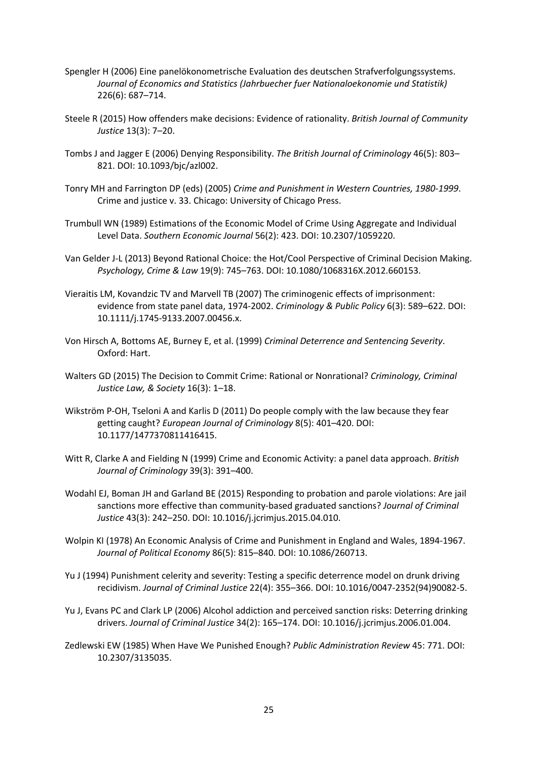Spengler H (2006) Eine panelökonometrische Evaluation des deutschen Strafverfolgungssystems. *Journal of Economics and Statistics (Jahrbuecher fuer Nationaloekonomie und Statistik)* 226(6): 687–714.

Steele R (2015) How offenders make decisions: Evidence of rationality. *British Journal of Community Justice* 13(3): 7–20.

Tombs J and Jagger E (2006) Denying Responsibility. *The British Journal of Criminology* 46(5): 803–821. DOI: 10.1093/bjc/azl002.

Tonry MH and Farrington DP (eds) (2005) *Crime and Punishment in Western Countries, 1980-1999*. Crime and justice v. 33. Chicago: University of Chicago Press.

Trumbull WN (1989) Estimations of the Economic Model of Crime Using Aggregate and Individual Level Data. *Southern Economic Journal* 56(2): 423. DOI: 10.2307/1059220.

Van Gelder J-L (2013) Beyond Rational Choice: the Hot/Cool Perspective of Criminal Decision Making. *Psychology, Crime & Law* 19(9): 745–763. DOI: 10.1080/1068316X.2012.660153.

Vieraitis LM, Kovandzic TV and Marvell TB (2007) The criminogenic effects of imprisonment: evidence from state panel data, 1974-2002. *Criminology & Public Policy* 6(3): 589–622. DOI: 10.1111/j.1745-9133.2007.00456.x.

Von Hirsch A, Bottoms AE, Burney E, et al. (1999) *Criminal Deterrence and Sentencing Severity*. Oxford: Hart.

Walters GD (2015) The Decision to Commit Crime: Rational or Nonrational? *Criminology, Criminal Justice Law, & Society* 16(3): 1–18.

Wikström P-OH, Tseloni A and Karlis D (2011) Do people comply with the law because they fear getting caught? *European Journal of Criminology* 8(5): 401–420. DOI: 10.1177/1477370811416415.

Witt R, Clarke A and Fielding N (1999) Crime and Economic Activity: a panel data approach. *British Journal of Criminology* 39(3): 391–400.

Wodahl EJ, Boman JH and Garland BE (2015) Responding to probation and parole violations: Are jail sanctions more effective than community-based graduated sanctions? *Journal of Criminal Justice* 43(3): 242–250. DOI: 10.1016/j.jcrimjus.2015.04.010.

Wolpin KI (1978) An Economic Analysis of Crime and Punishment in England and Wales, 1894-1967. *Journal of Political Economy* 86(5): 815–840. DOI: 10.1086/260713.

Yu J (1994) Punishment celerity and severity: Testing a specific deterrence model on drunk driving recidivism. *Journal of Criminal Justice* 22(4): 355–366. DOI: 10.1016/0047-2352(94)90082-5.

Yu J, Evans PC and Clark LP (2006) Alcohol addiction and perceived sanction risks: Deterring drinking drivers. *Journal of Criminal Justice* 34(2): 165–174. DOI: 10.1016/j.jcrimjus.2006.01.004.

Zedlewski EW (1985) When Have We Punished Enough? *Public Administration Review* 45: 771. DOI: 10.2307/3135035.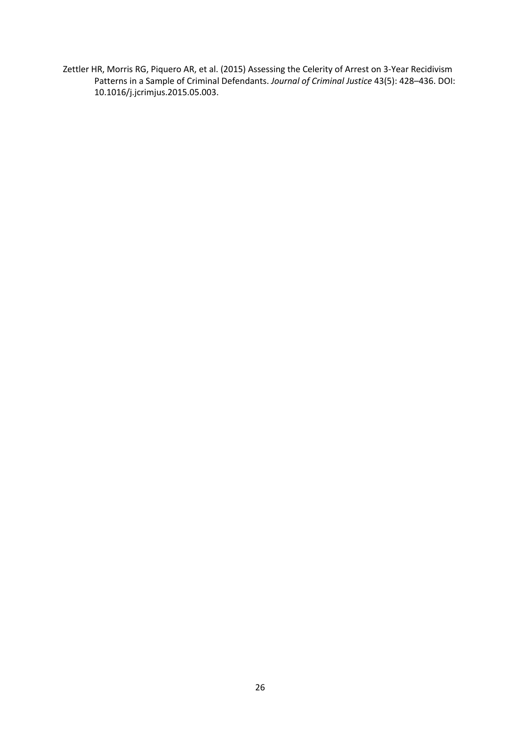Zettler HR, Morris RG, Piquero AR, et al. (2015) Assessing the Celerity of Arrest on 3-Year Recidivism Patterns in a Sample of Criminal Defendants. *Journal of Criminal Justice* 43(5): 428–436. DOI: 10.1016/j.jcrimjus.2015.05.003.